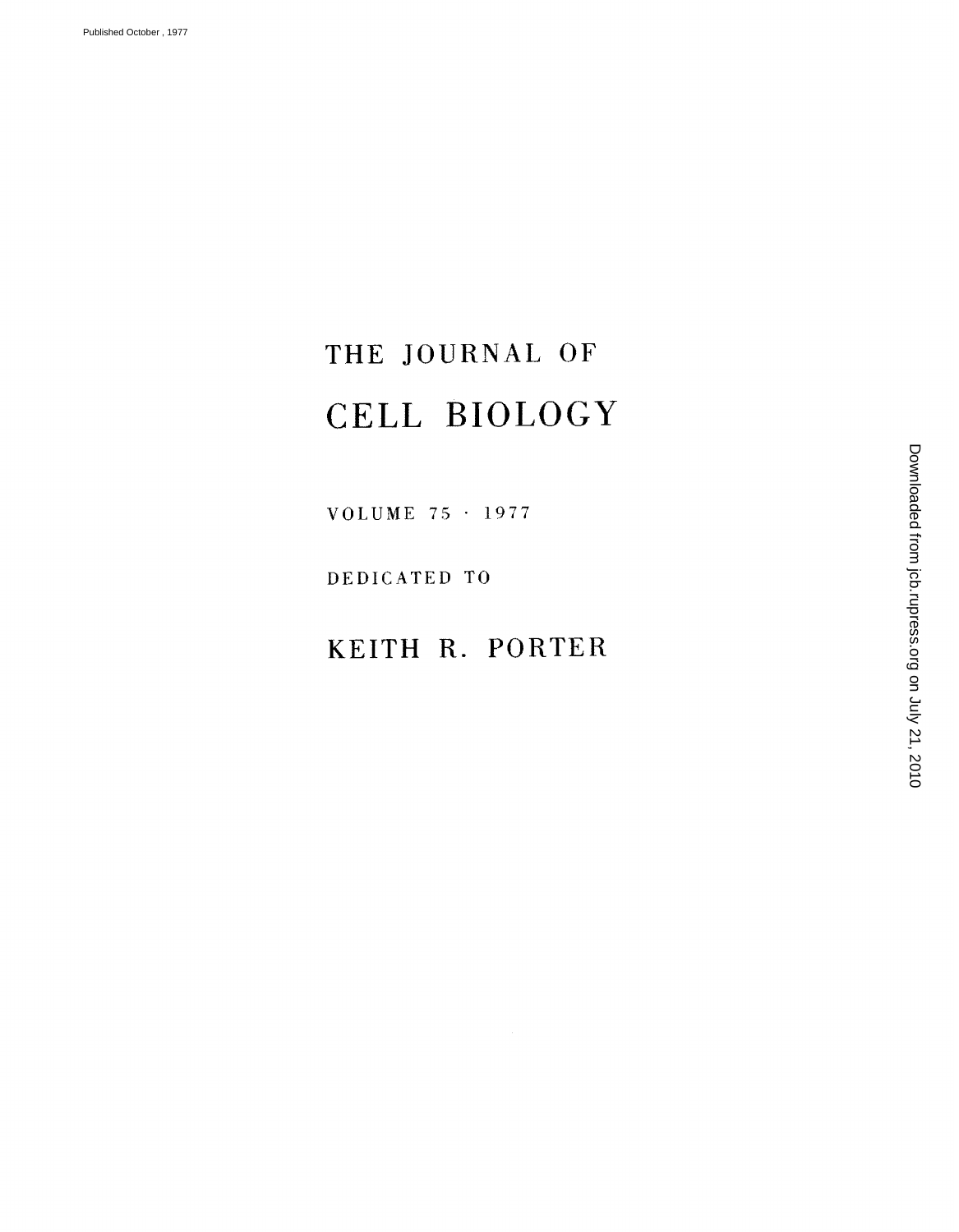# THE JOURNAL OF

# CELL BIOLOGY

VOLUME 75 · 1977

DEDICATED TO

## KEITH R. PORTER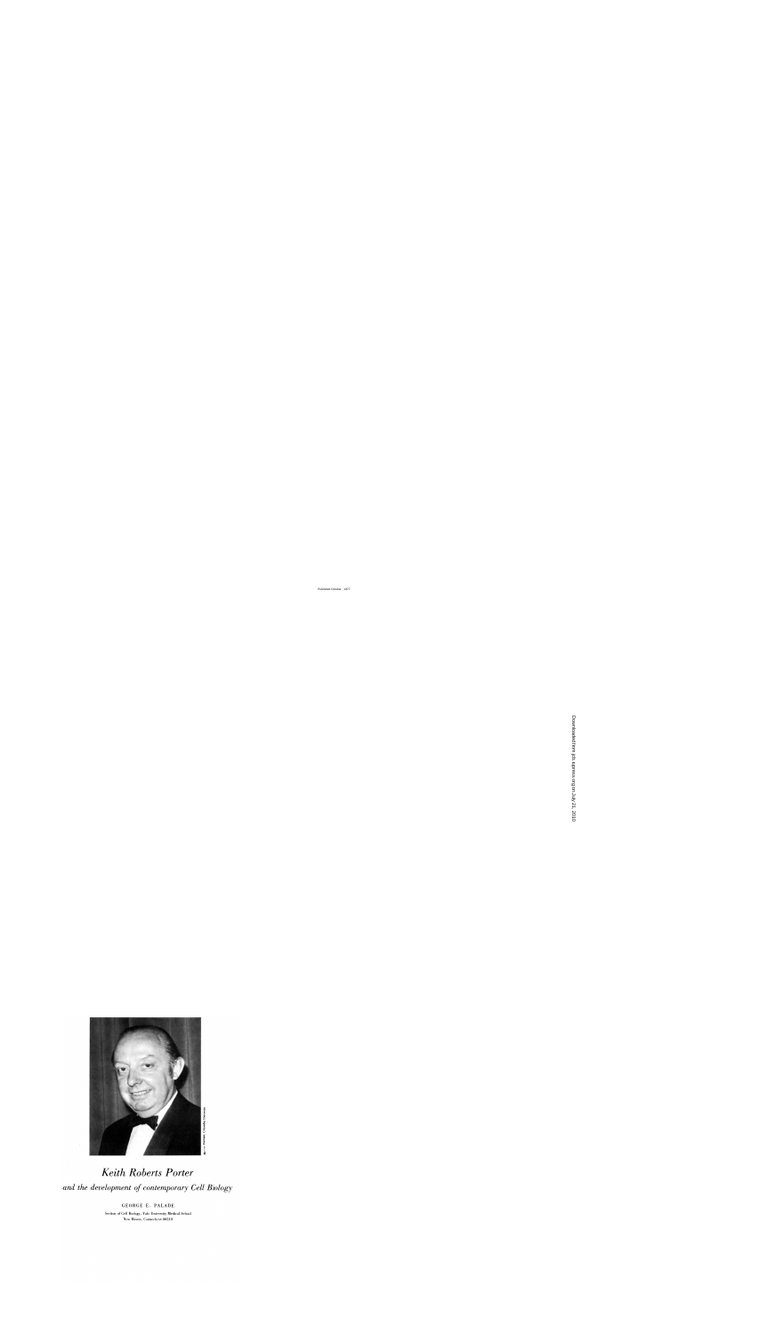# *Keith Roberts Porter*

## *and the development of contemporary Cell Biology*

GEORGE E. PALADE

Section of Cell Biology, Yale University Medical School
New Haven, Connecticut 06510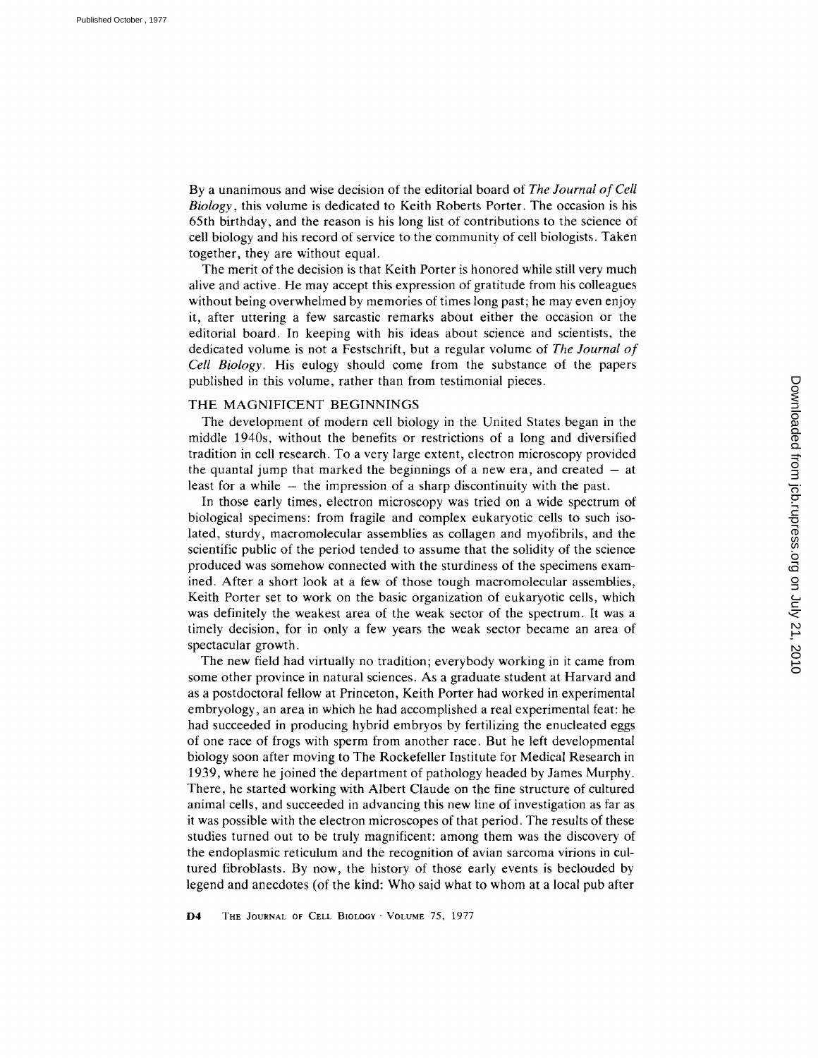By a unanimous and wise decision of the editorial board of *The Journal of Cell Biology*, this volume is dedicated to Keith Roberts Porter. The occasion is his 65th birthday, and the reason is his long list of contributions to the science of cell biology and his record of service to the community of cell biologists. Taken together, they are without equal.

The merit of the decision is that Keith Porter is honored while still very much alive and active. He may accept this expression of gratitude from his colleagues without being overwhelmed by memories of times long past; he may even enjoy it, after uttering a few sarcastic remarks about either the occasion or the editorial board. In keeping with his ideas about science and scientists, the dedicated volume is not a Festschrift, but a regular volume of *The Journal of Cell Biology*. His eulogy should come from the substance of the papers published in this volume, rather than from testimonial pieces.

## THE MAGNIFICENT BEGINNINGS

The development of modern cell biology in the United States began in the middle 1940s, without the benefits or restrictions of a long and diversified tradition in cell research. To a very large extent, electron microscopy provided the quantal jump that marked the beginnings of a new era, and created – at least for a while – the impression of a sharp discontinuity with the past.

In those early times, electron microscopy was tried on a wide spectrum of biological specimens: from fragile and complex eukaryotic cells to such isolated, sturdy, macromolecular assemblies as collagen and myofibrils, and the scientific public of the period tended to assume that the solidity of the science produced was somehow connected with the sturdiness of the specimens examined. After a short look at a few of those tough macromolecular assemblies, Keith Porter set to work on the basic organization of eukaryotic cells, which was definitely the weakest area of the weak sector of the spectrum. It was a timely decision, for in only a few years the weak sector became an area of spectacular growth.

The new field had virtually no tradition; everybody working in it came from some other province in natural sciences. As a graduate student at Harvard and as a postdoctoral fellow at Princeton, Keith Porter had worked in experimental embryology, an area in which he had accomplished a real experimental feat: he had succeeded in producing hybrid embryos by fertilizing the enucleated eggs of one race of frogs with sperm from another race. But he left developmental biology soon after moving to The Rockefeller Institute for Medical Research in 1939, where he joined the department of pathology headed by James Murphy. There, he started working with Albert Claude on the fine structure of cultured animal cells, and succeeded in advancing this new line of investigation as far as it was possible with the electron microscopes of that period. The results of these studies turned out to be truly magnificent: among them was the discovery of the endoplasmic reticulum and the recognition of avian sarcoma virions in cultured fibroblasts. By now, the history of those early events is beclouded by legend and anecdotes (of the kind: Who said what to whom at a local pub after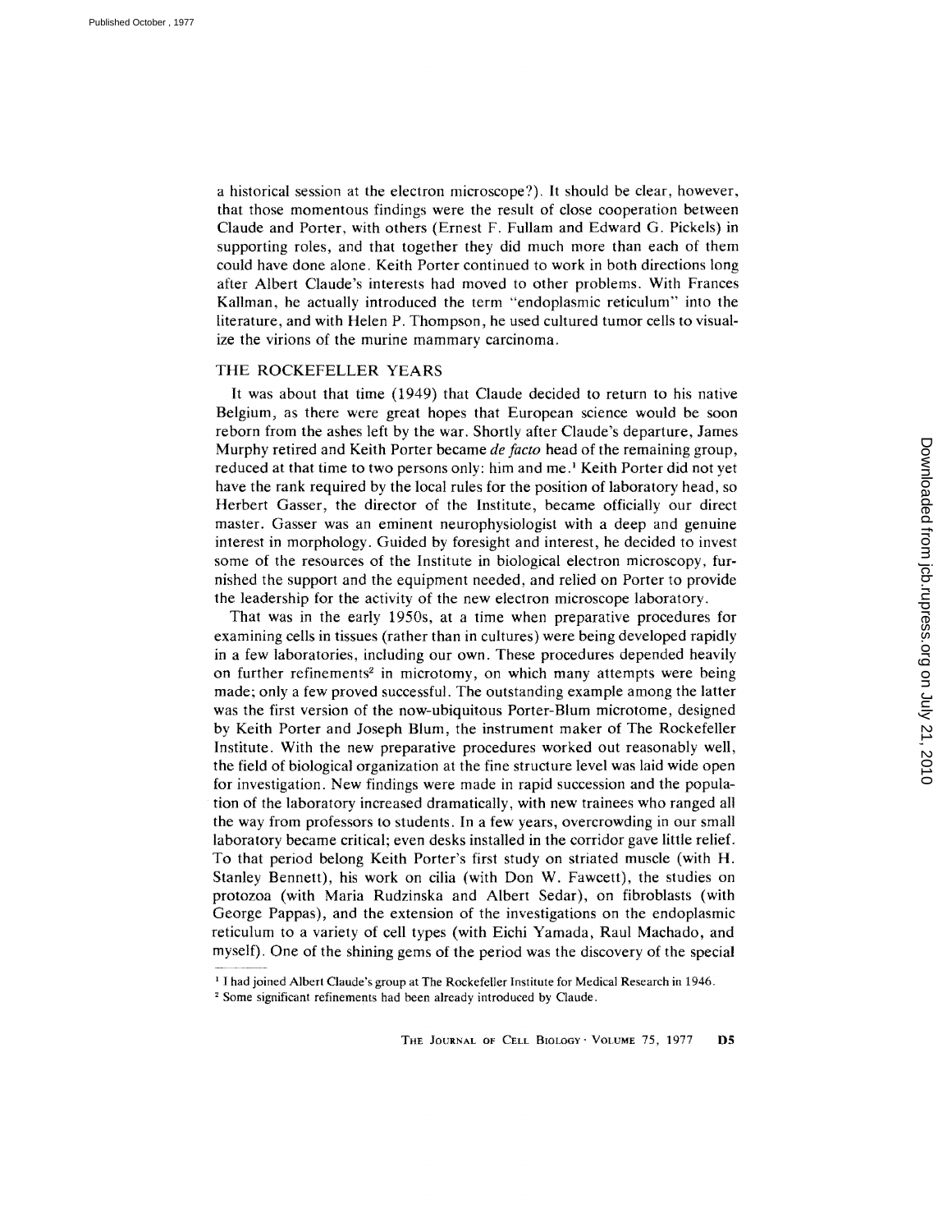a historical session at the electron microscope?). It should be clear, however, that those momentous findings were the result of close cooperation between Claude and Porter, with others (Ernest F. Fullam and Edward G. Pickels) in supporting roles, and that together they did much more than each of them could have done alone. Keith Porter continued to work in both directions long after Albert Claude's interests had moved to other problems. With Frances Kallman, he actually introduced the term "endoplasmic reticulum" into the literature, and with Helen P. Thompson, he used cultured tumor cells to visualize the virions of the murine mammary carcinoma.

## THE ROCKEFELLER YEARS

It was about that time (1949) that Claude decided to return to his native Belgium, as there were great hopes that European science would be soon reborn from the ashes left by the war. Shortly after Claude's departure, James Murphy retired and Keith Porter became *de facto* head of the remaining group, reduced at that time to two persons only: him and me.[1] Keith Porter did not yet have the rank required by the local rules for the position of laboratory head, so Herbert Gasser, the director of the Institute, became officially our direct master. Gasser was an eminent neurophysiologist with a deep and genuine interest in morphology. Guided by foresight and interest, he decided to invest some of the resources of the Institute in biological electron microscopy, furnished the support and the equipment needed, and relied on Porter to provide the leadership for the activity of the new electron microscope laboratory.

That was in the early 1950s, at a time when preparative procedures for examining cells in tissues (rather than in cultures) were being developed rapidly in a few laboratories, including our own. These procedures depended heavily on further refinements[2] in microtomy, on which many attempts were being made; only a few proved successful. The outstanding example among the latter was the first version of the now-ubiquitous Porter-Blum microtome, designed by Keith Porter and Joseph Blum, the instrument maker of The Rockefeller Institute. With the new preparative procedures worked out reasonably well, the field of biological organization at the fine structure level was laid wide open for investigation. New findings were made in rapid succession and the population of the laboratory increased dramatically, with new trainees who ranged all the way from professors to students. In a few years, overcrowding in our small laboratory became critical; even desks installed in the corridor gave little relief. To that period belong Keith Porter's first study on striated muscle (with H. Stanley Bennett), his work on cilia (with Don W. Fawcett), the studies on protozoa (with Maria Rudzinska and Albert Sedar), on fibroblasts (with George Pappas), and the extension of the investigations on the endoplasmic reticulum to a variety of cell types (with Eichi Yamada, Raul Machado, and myself). One of the shining gems of the period was the discovery of the special

[1] I had joined Albert Claude's group at The Rockefeller Institute for Medical Research in 1946.

[2] Some significant refinements had been already introduced by Claude.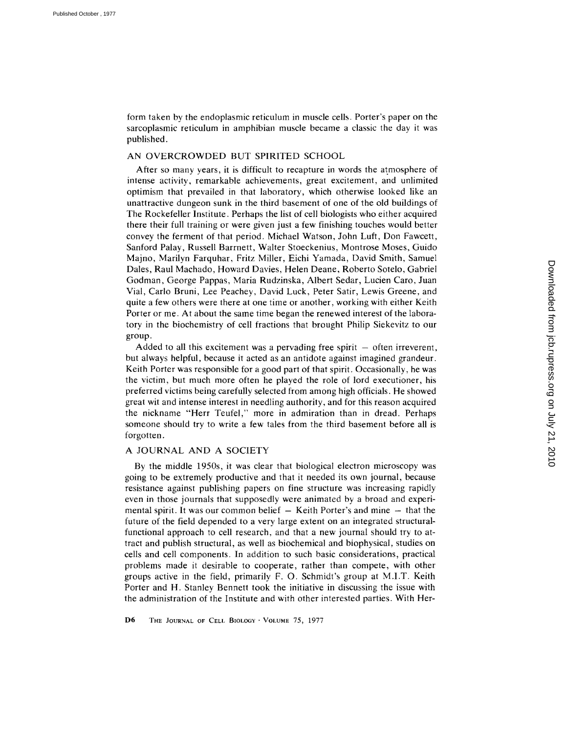form taken by the endoplasmic reticulum in muscle cells. Porter's paper on the sarcoplasmic reticulum in amphibian muscle became a classic the day it was published.

## AN OVERCROWDED BUT SPIRITED SCHOOL

After so many years, it is difficult to recapture in words the atmosphere of intense activity, remarkable achievements, great excitement, and unlimited optimism that prevailed in that laboratory, which otherwise looked like an unattractive dungeon sunk in the third basement of one of the old buildings of The Rockefeller Institute. Perhaps the list of cell biologists who either acquired there their full training or were given just a few finishing touches would better convey the ferment of that period. Michael Watson, John Luft, Don Fawcett, Sanford Palay, Russell Barrnett, Walter Stoeckenius, Montrose Moses, Guido Majno, Marilyn Farquhar, Fritz Miller, Eichi Yamada, David Smith, Samuel Dales, Raul Machado, Howard Davies, Helen Deane, Roberto Sotelo, Gabriel Godman, George Pappas, Maria Rudzinska, Albert Sedar, Lucien Caro, Juan Vial, Carlo Bruni, Lee Peachey, David Luck, Peter Satir, Lewis Greene, and quite a few others were there at one time or another, working with either Keith Porter or me. At about the same time began the renewed interest of the laboratory in the biochemistry of cell fractions that brought Philip Siekevitz to our group.

Added to all this excitement was a pervading free spirit – often irreverent, but always helpful, because it acted as an antidote against imagined grandeur. Keith Porter was responsible for a good part of that spirit. Occasionally, he was the victim, but much more often he played the role of lord executioner, his preferred victims being carefully selected from among high officials. He showed great wit and intense interest in needling authority, and for this reason acquired the nickname "Herr Teufel," more in admiration than in dread. Perhaps someone should try to write a few tales from the third basement before all is forgotten.

## A JOURNAL AND A SOCIETY

By the middle 1950s, it was clear that biological electron microscopy was going to be extremely productive and that it needed its own journal, because resistance against publishing papers on fine structure was increasing rapidly even in those journals that supposedly were animated by a broad and experimental spirit. It was our common belief – Keith Porter's and mine – that the future of the field depended to a very large extent on an integrated structural-functional approach to cell research, and that a new journal should try to attract and publish structural, as well as biochemical and biophysical, studies on cells and cell components. In addition to such basic considerations, practical problems made it desirable to cooperate, rather than compete, with other groups active in the field, primarily F. O. Schmidt's group at M.I.T. Keith Porter and H. Stanley Bennett took the initiative in discussing the issue with the administration of the Institute and with other interested parties. With Her-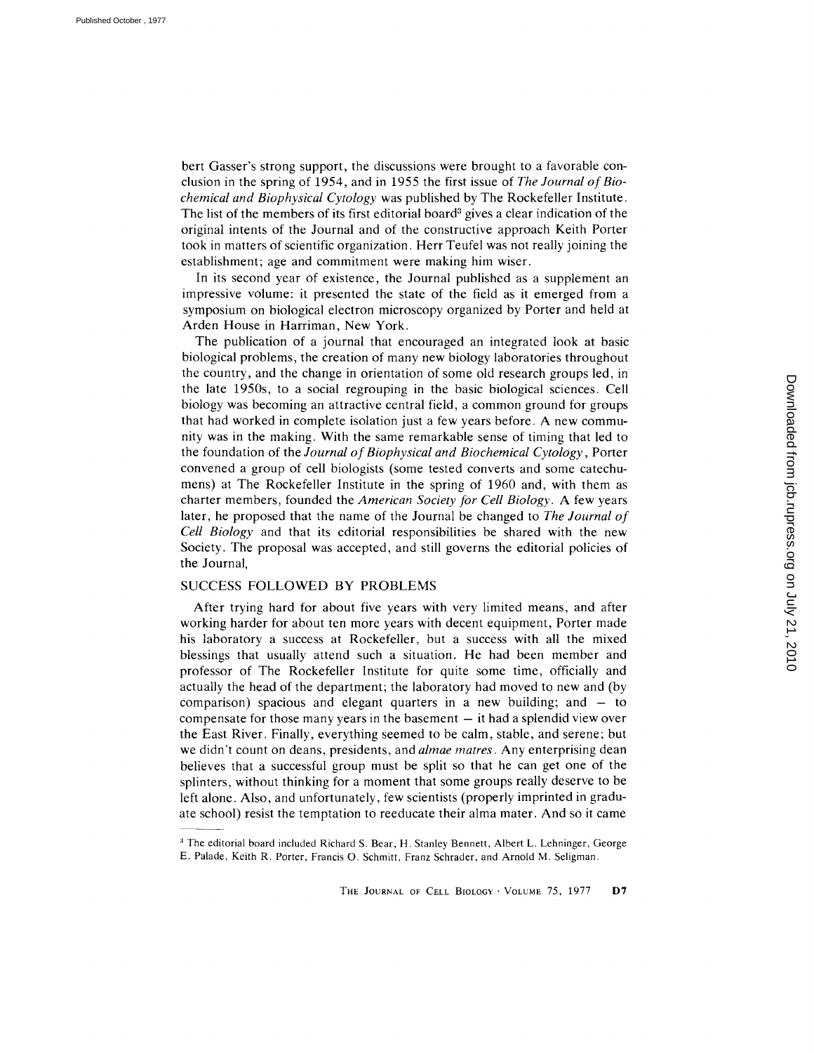bert Gasser's strong support, the discussions were brought to a favorable conclusion in the spring of 1954, and in 1955 the first issue of *The Journal of Biochemical and Biophysical Cytology* was published by The Rockefeller Institute. The list of the members of its first editorial board[3] gives a clear indication of the original intents of the Journal and of the constructive approach Keith Porter took in matters of scientific organization. Herr Teufel was not really joining the establishment; age and commitment were making him wiser.

In its second year of existence, the Journal published as a supplement an impressive volume: it presented the state of the field as it emerged from a symposium on biological electron microscopy organized by Porter and held at Arden House in Harriman, New York.

The publication of a journal that encouraged an integrated look at basic biological problems, the creation of many new biology laboratories throughout the country, and the change in orientation of some old research groups led, in the late 1950s, to a social regrouping in the basic biological sciences. Cell biology was becoming an attractive central field, a common ground for groups that had worked in complete isolation just a few years before. A new community was in the making. With the same remarkable sense of timing that led to the foundation of the *Journal of Biophysical and Biochemical Cytology*, Porter convened a group of cell biologists (some tested converts and some catechumens) at The Rockefeller Institute in the spring of 1960 and, with them as charter members, founded the *American Society for Cell Biology*. A few years later, he proposed that the name of the Journal be changed to *The Journal of Cell Biology* and that its editorial responsibilities be shared with the new Society. The proposal was accepted, and still governs the editorial policies of the Journal.

## SUCCESS FOLLOWED BY PROBLEMS

After trying hard for about five years with very limited means, and after working harder for about ten more years with decent equipment, Porter made his laboratory a success at Rockefeller, but a success with all the mixed blessings that usually attend such a situation. He had been member and professor of The Rockefeller Institute for quite some time, officially and actually the head of the department; the laboratory had moved to new and (by comparison) spacious and elegant quarters in a new building; and – to compensate for those many years in the basement – it had a splendid view over the East River. Finally, everything seemed to be calm, stable, and serene; but we didn't count on deans, presidents, and *almae matres*. Any enterprising dean believes that a successful group must be split so that he can get one of the splinters, without thinking for a moment that some groups really deserve to be left alone. Also, and unfortunately, few scientists (properly imprinted in graduate school) resist the temptation to reeducate their alma mater. And so it came

[3] The editorial board included Richard S. Bear, H. Stanley Bennett, Albert L. Lehninger, George E. Palade, Keith R. Porter, Francis O. Schmitt, Franz Schrader, and Arnold M. Seligman.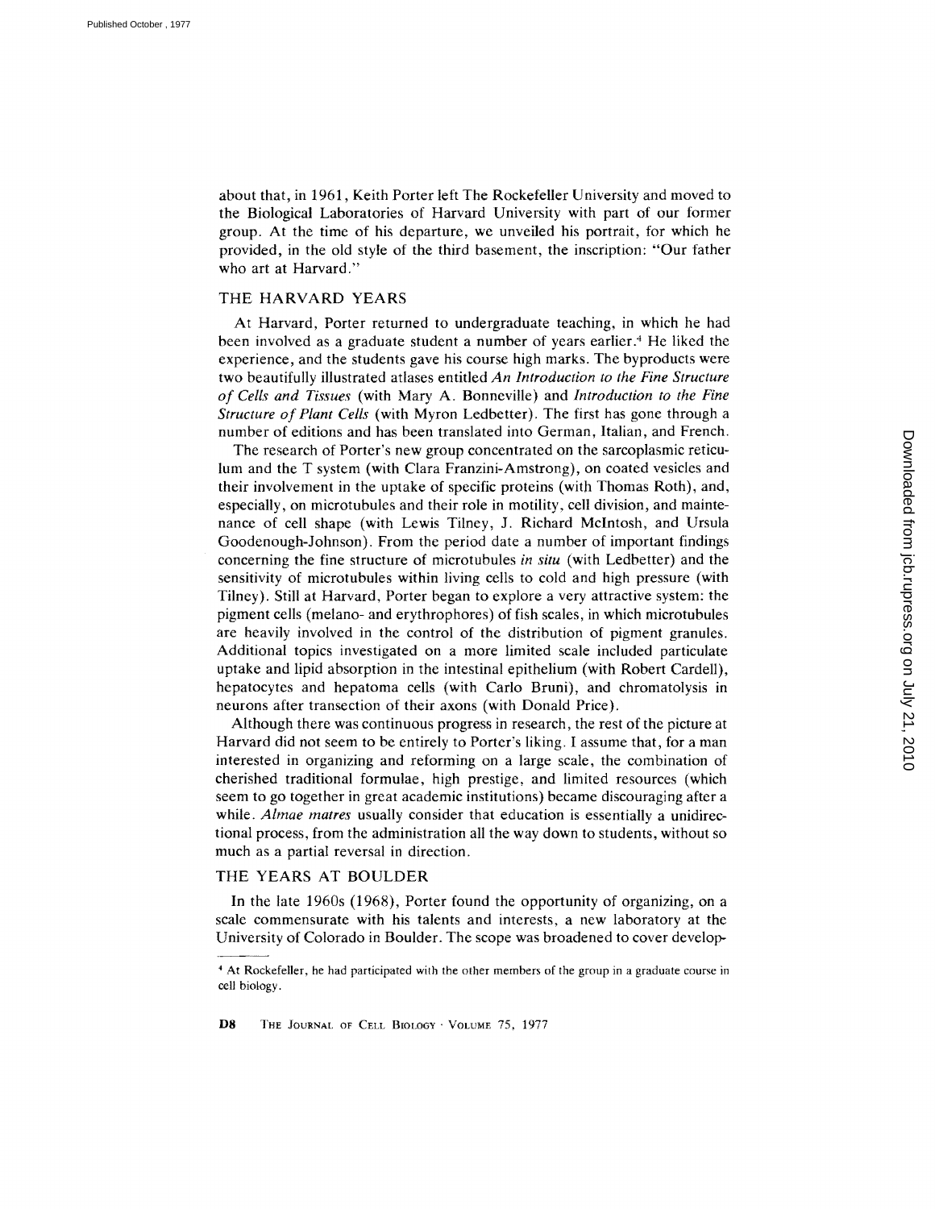about that, in 1961, Keith Porter left The Rockefeller University and moved to the Biological Laboratories of Harvard University with part of our former group. At the time of his departure, we unveiled his portrait, for which he provided, in the old style of the third basement, the inscription: "Our father who art at Harvard."

## THE HARVARD YEARS

At Harvard, Porter returned to undergraduate teaching, in which he had been involved as a graduate student a number of years earlier.[4] He liked the experience, and the students gave his course high marks. The byproducts were two beautifully illustrated atlases entitled *An Introduction to the Fine Structure of Cells and Tissues* (with Mary A. Bonneville) and *Introduction to the Fine Structure of Plant Cells* (with Myron Ledbetter). The first has gone through a number of editions and has been translated into German, Italian, and French.

The research of Porter's new group concentrated on the sarcoplasmic reticulum and the T system (with Clara Franzini-Amstrong), on coated vesicles and their involvement in the uptake of specific proteins (with Thomas Roth), and, especially, on microtubules and their role in motility, cell division, and maintenance of cell shape (with Lewis Tilney, J. Richard McIntosh, and Ursula Goodenough-Johnson). From the period date a number of important findings concerning the fine structure of microtubules *in situ* (with Ledbetter) and the sensitivity of microtubules within living cells to cold and high pressure (with Tilney). Still at Harvard, Porter began to explore a very attractive system: the pigment cells (melano- and erythrophores) of fish scales, in which microtubules are heavily involved in the control of the distribution of pigment granules. Additional topics investigated on a more limited scale included particulate uptake and lipid absorption in the intestinal epithelium (with Robert Cardell), hepatocytes and hepatoma cells (with Carlo Bruni), and chromatolysis in neurons after transection of their axons (with Donald Price).

Although there was continuous progress in research, the rest of the picture at Harvard did not seem to be entirely to Porter's liking. I assume that, for a man interested in organizing and reforming on a large scale, the combination of cherished traditional formulae, high prestige, and limited resources (which seem to go together in great academic institutions) became discouraging after a while. *Almae matres* usually consider that education is essentially a unidirectional process, from the administration all the way down to students, without so much as a partial reversal in direction.

## THE YEARS AT BOULDER

In the late 1960s (1968), Porter found the opportunity of organizing, on a scale commensurate with his talents and interests, a new laboratory at the University of Colorado in Boulder. The scope was broadened to cover develop-

[4] At Rockefeller, he had participated with the other members of the group in a graduate course in cell biology.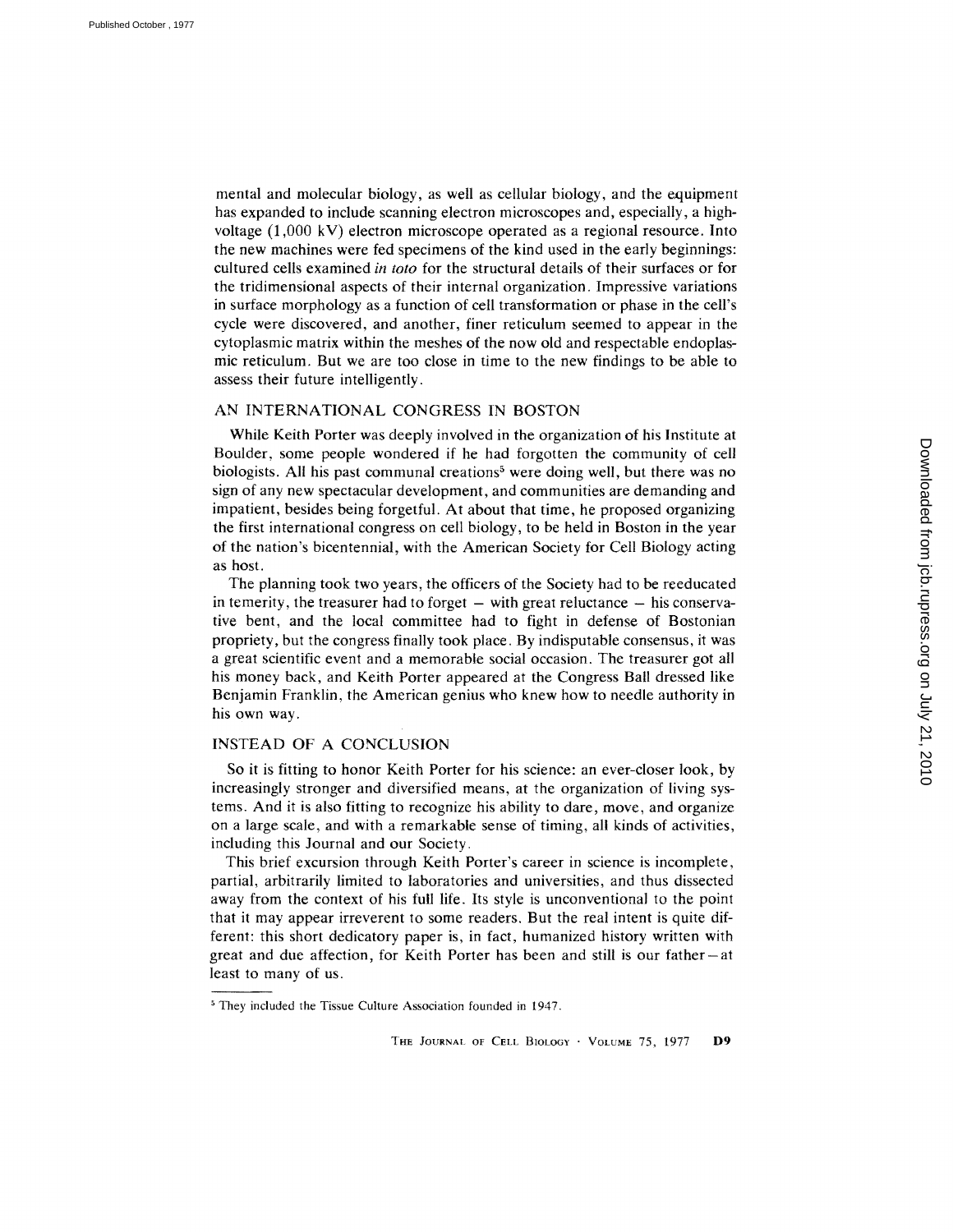mental and molecular biology, as well as cellular biology, and the equipment has expanded to include scanning electron microscopes and, especially, a high-voltage (1,000 kV) electron microscope operated as a regional resource. Into the new machines were fed specimens of the kind used in the early beginnings: cultured cells examined *in toto* for the structural details of their surfaces or for the tridimensional aspects of their internal organization. Impressive variations in surface morphology as a function of cell transformation or phase in the cell's cycle were discovered, and another, finer reticulum seemed to appear in the cytoplasmic matrix within the meshes of the now old and respectable endoplasmic reticulum. But we are too close in time to the new findings to be able to assess their future intelligently.

## AN INTERNATIONAL CONGRESS IN BOSTON

While Keith Porter was deeply involved in the organization of his Institute at Boulder, some people wondered if he had forgotten the community of cell biologists. All his past communal creations[5] were doing well, but there was no sign of any new spectacular development, and communities are demanding and impatient, besides being forgetful. At about that time, he proposed organizing the first international congress on cell biology, to be held in Boston in the year of the nation's bicentennial, with the American Society for Cell Biology acting as host.

The planning took two years, the officers of the Society had to be reeducated in temerity, the treasurer had to forget – with great reluctance – his conservative bent, and the local committee had to fight in defense of Bostonian propriety, but the congress finally took place. By indisputable consensus, it was a great scientific event and a memorable social occasion. The treasurer got all his money back, and Keith Porter appeared at the Congress Ball dressed like Benjamin Franklin, the American genius who knew how to needle authority in his own way.

## INSTEAD OF A CONCLUSION

So it is fitting to honor Keith Porter for his science: an ever-closer look, by increasingly stronger and diversified means, at the organization of living systems. And it is also fitting to recognize his ability to dare, move, and organize on a large scale, and with a remarkable sense of timing, all kinds of activities, including this Journal and our Society.

This brief excursion through Keith Porter's career in science is incomplete, partial, arbitrarily limited to laboratories and universities, and thus dissected away from the context of his full life. Its style is unconventional to the point that it may appear irreverent to some readers. But the real intent is quite different: this short dedicatory paper is, in fact, humanized history written with great and due affection, for Keith Porter has been and still is our father – at least to many of us.

---

[5] They included the Tissue Culture Association founded in 1947.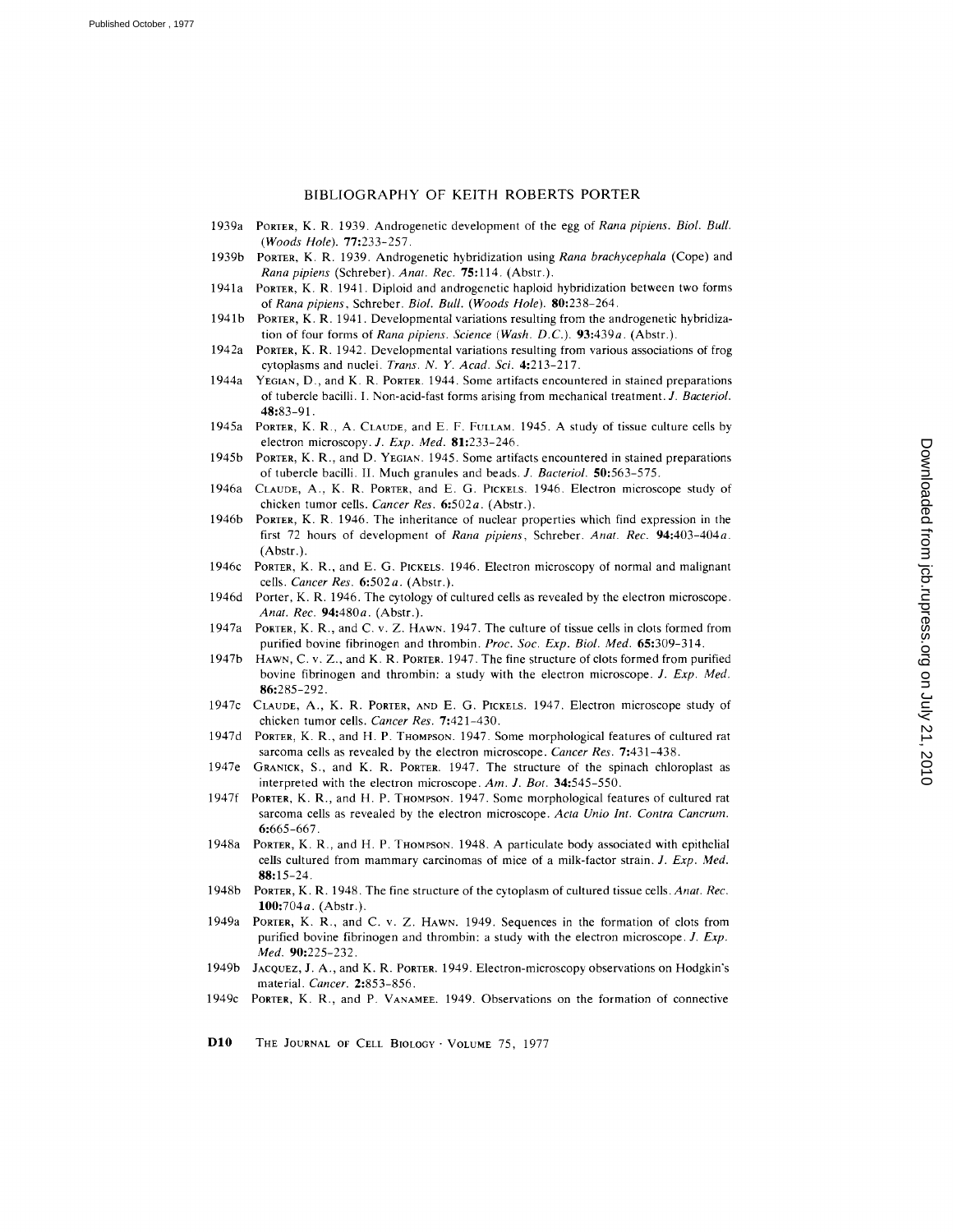# BIBLIOGRAPHY OF KEITH ROBERTS PORTER

1939a PORTER, K. R. 1939. Androgenetic development of the egg of *Rana pipiens*. *Biol. Bull. (Woods Hole).* **77**:233–257.

1939b PORTER, K. R. 1939. Androgenetic hybridization using *Rana brachycephala* (Cope) and *Rana pipiens* (Schreber). *Anat. Rec.* **75**:114. (Abstr.).

1941a PORTER, K. R. 1941. Diploid and androgenetic haploid hybridization between two forms of *Rana pipiens*, Schreber. *Biol. Bull. (Woods Hole).* **80**:238–264.

1941b PORTER, K. R. 1941. Developmental variations resulting from the androgenetic hybridization of four forms of *Rana pipiens*. *Science (Wash. D.C.).* **93**:439*a*. (Abstr.).

1942a PORTER, K. R. 1942. Developmental variations resulting from various associations of frog cytoplasms and nuclei. *Trans. N. Y. Acad. Sci.* **4**:213–217.

1944a YEGIAN, D., and K. R. PORTER. 1944. Some artifacts encountered in stained preparations of tubercle bacilli. I. Non-acid-fast forms arising from mechanical treatment. *J. Bacteriol.* **48**:83–91.

1945a PORTER, K. R., A. CLAUDE, and E. F. FULLAM. 1945. A study of tissue culture cells by electron microscopy. *J. Exp. Med.* **81**:233–246.

1945b PORTER, K. R., and D. YEGIAN. 1945. Some artifacts encountered in stained preparations of tubercle bacilli. II. Much granules and beads. *J. Bacteriol.* **50**:563–575.

1946a CLAUDE, A., K. R. PORTER, and E. G. PICKELS. 1946. Electron microscope study of chicken tumor cells. *Cancer Res.* **6**:502*a*. (Abstr.).

1946b PORTER, K. R. 1946. The inheritance of nuclear properties which find expression in the first 72 hours of development of *Rana pipiens*, Schreber. *Anat. Rec.* **94**:403–404*a*. (Abstr.).

1946c PORTER, K. R., and E. G. PICKELS. 1946. Electron microscopy of normal and malignant cells. *Cancer Res.* **6**:502*a*. (Abstr.).

1946d Porter, K. R. 1946. The cytology of cultured cells as revealed by the electron microscope. *Anat. Rec.* **94**:480*a*. (Abstr.).

1947a PORTER, K. R., and C. v. Z. HAWN. 1947. The culture of tissue cells in clots formed from purified bovine fibrinogen and thrombin. *Proc. Soc. Exp. Biol. Med.* **65**:309–314.

1947b HAWN, C. v. Z., and K. R. PORTER. 1947. The fine structure of clots formed from purified bovine fibrinogen and thrombin: a study with the electron microscope. *J. Exp. Med.* **86**:285–292.

1947c CLAUDE, A., K. R. PORTER, AND E. G. PICKELS. 1947. Electron microscope study of chicken tumor cells. *Cancer Res.* **7**:421–430.

1947d PORTER, K. R., and H. P. THOMPSON. 1947. Some morphological features of cultured rat sarcoma cells as revealed by the electron microscope. *Cancer Res.* **7**:431–438.

1947e GRANICK, S., and K. R. PORTER. 1947. The structure of the spinach chloroplast as interpreted with the electron microscope. *Am. J. Bot.* **34**:545–550.

1947f PORTER, K. R., and H. P. THOMPSON. 1947. Some morphological features of cultured rat sarcoma cells as revealed by the electron microscope. *Acta Unio Int. Contra Cancrum.* **6**:665–667.

1948a PORTER, K. R., and H. P. THOMPSON. 1948. A particulate body associated with epithelial cells cultured from mammary carcinomas of mice of a milk-factor strain. *J. Exp. Med.* **88**:15–24.

1948b PORTER, K. R. 1948. The fine structure of the cytoplasm of cultured tissue cells. *Anat. Rec.* **100**:704*a*. (Abstr.).

1949a PORTER, K. R., and C. v. Z. HAWN. 1949. Sequences in the formation of clots from purified bovine fibrinogen and thrombin: a study with the electron microscope. *J. Exp. Med.* **90**:225–232.

1949b JACQUEZ, J. A., and K. R. PORTER. 1949. Electron-microscopy observations on Hodgkin's material. *Cancer.* **2**:853–856.

1949c PORTER, K. R., and P. VANAMEE. 1949. Observations on the formation of connective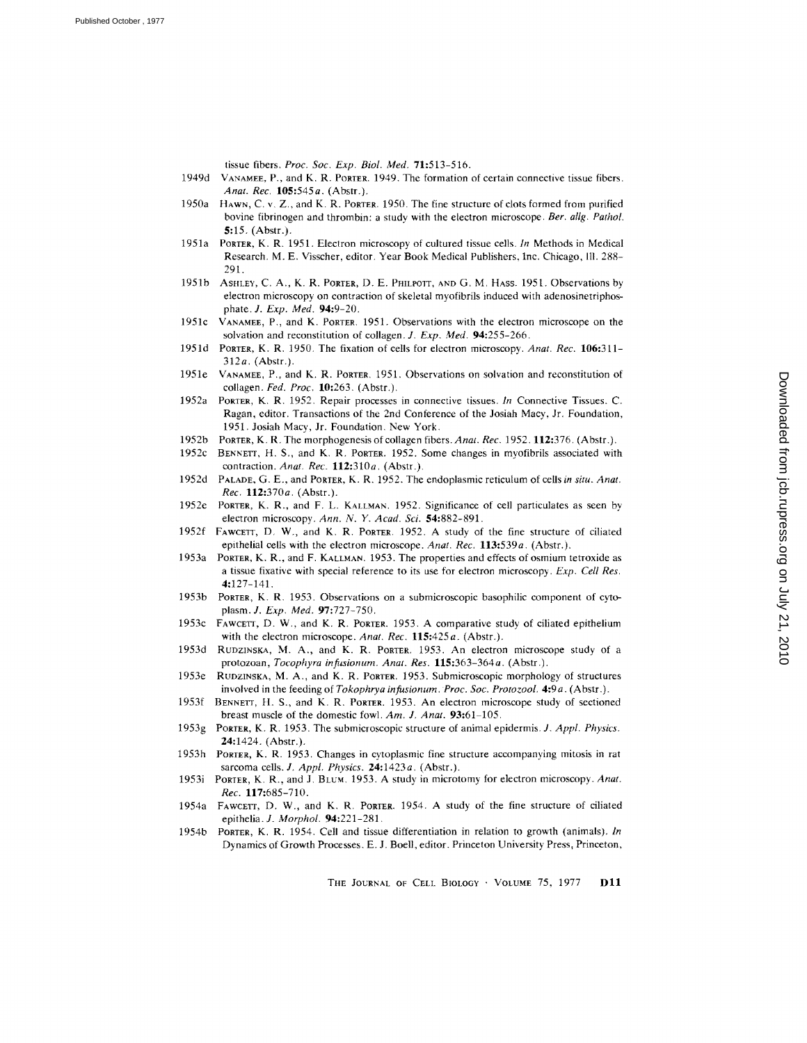tissue fibers. *Proc. Soc. Exp. Biol. Med.* **71**:513–516.

1949d VANAMEE, P., and K. R. PORTER. 1949. The formation of certain connective tissue fibers. *Anat. Rec.* **105**:545*a*. (Abstr.).

1950a HAWN, C. v. Z., and K. R. PORTER. 1950. The fine structure of clots formed from purified bovine fibrinogen and thrombin: a study with the electron microscope. *Ber. allg. Pathol.* **5**:15. (Abstr.).

1951a PORTER, K. R. 1951. Electron microscopy of cultured tissue cells. *In* Methods in Medical Research. M. E. Visscher, editor. Year Book Medical Publishers, Inc. Chicago, Ill. 288–291.

1951b ASHLEY, C. A., K. R. PORTER, D. E. PHILPOTT, AND G. M. HASS. 1951. Observations by electron microscopy on contraction of skeletal myofibrils induced with adenosinetriphosphate. *J. Exp. Med.* **94**:9–20.

1951c VANAMEE, P., and K. PORTER. 1951. Observations with the electron microscope on the solvation and reconstitution of collagen. *J. Exp. Med.* **94**:255–266.

1951d PORTER, K. R. 1950. The fixation of cells for electron microscopy. *Anat. Rec.* **106**:311–312*a*. (Abstr.).

1951e VANAMEE, P., and K. R. PORTER. 1951. Observations on solvation and reconstitution of collagen. *Fed. Proc.* **10**:263. (Abstr.).

1952a PORTER, K. R. 1952. Repair processes in connective tissues. *In* Connective Tissues. C. Ragan, editor. Transactions of the 2nd Conference of the Josiah Macy, Jr. Foundation, 1951. Josiah Macy, Jr. Foundation. New York.

1952b PORTER, K. R. The morphogenesis of collagen fibers. *Anat. Rec.* 1952. **112**:376. (Abstr.).

1952c BENNETT, H. S., and K. R. PORTER. 1952. Some changes in myofibrils associated with contraction. *Anat. Rec.* **112**:310*a*. (Abstr.).

1952d PALADE, G. E., and PORTER, K. R. 1952. The endoplasmic reticulum of cells *in situ*. *Anat. Rec.* **112**:370*a*. (Abstr.).

1952e PORTER, K. R., and F. L. KALLMAN. 1952. Significance of cell particulates as seen by electron microscopy. *Ann. N. Y. Acad. Sci.* **54**:882–891.

1952f FAWCETT, D. W., and K. R. PORTER. 1952. A study of the fine structure of ciliated epithelial cells with the electron microscope. *Anat. Rec.* **113**:539*a*. (Abstr.).

1953a PORTER, K. R., and F. KALLMAN. 1953. The properties and effects of osmium tetroxide as a tissue fixative with special reference to its use for electron microscopy. *Exp. Cell Res.* **4**:127–141.

1953b PORTER, K. R. 1953. Observations on a submicroscopic basophilic component of cytoplasm. *J. Exp. Med.* **97**:727–750.

1953c FAWCETT, D. W., and K. R. PORTER. 1953. A comparative study of ciliated epithelium with the electron microscope. *Anat. Rec.* **115**:425*a*. (Abstr.).

1953d RUDZINSKA, M. A., and K. R. PORTER. 1953. An electron microscope study of a protozoan, *Tocophyra infusionum*. *Anat. Res.* **115**:363–364*a*. (Abstr.).

1953e RUDZINSKA, M. A., and K. R. PORTER. 1953. Submicroscopic morphology of structures involved in the feeding of *Tokophrya infusionum*. *Proc. Soc. Protozool.* **4**:9*a*. (Abstr.).

1953f BENNETT, H. S., and K. R. PORTER. 1953. An electron microscope study of sectioned breast muscle of the domestic fowl. *Am. J. Anat.* **93**:61–105.

1953g PORTER, K. R. 1953. The submicroscopic structure of animal epidermis. *J. Appl. Physics.* **24**:1424. (Abstr.).

1953h PORTER, K. R. 1953. Changes in cytoplasmic fine structure accompanying mitosis in rat sarcoma cells. *J. Appl. Physics.* **24**:1423*a*. (Abstr.).

1953i PORTER, K. R., and J. BLUM. 1953. A study in microtomy for electron microscopy. *Anat. Rec.* **117**:685–710.

1954a FAWCETT, D. W., and K. R. PORTER. 1954. A study of the fine structure of ciliated epithelia. *J. Morphol.* **94**:221–281.

1954b PORTER, K. R. 1954. Cell and tissue differentiation in relation to growth (animals). *In* Dynamics of Growth Processes. E. J. Boell, editor. Princeton University Press, Princeton,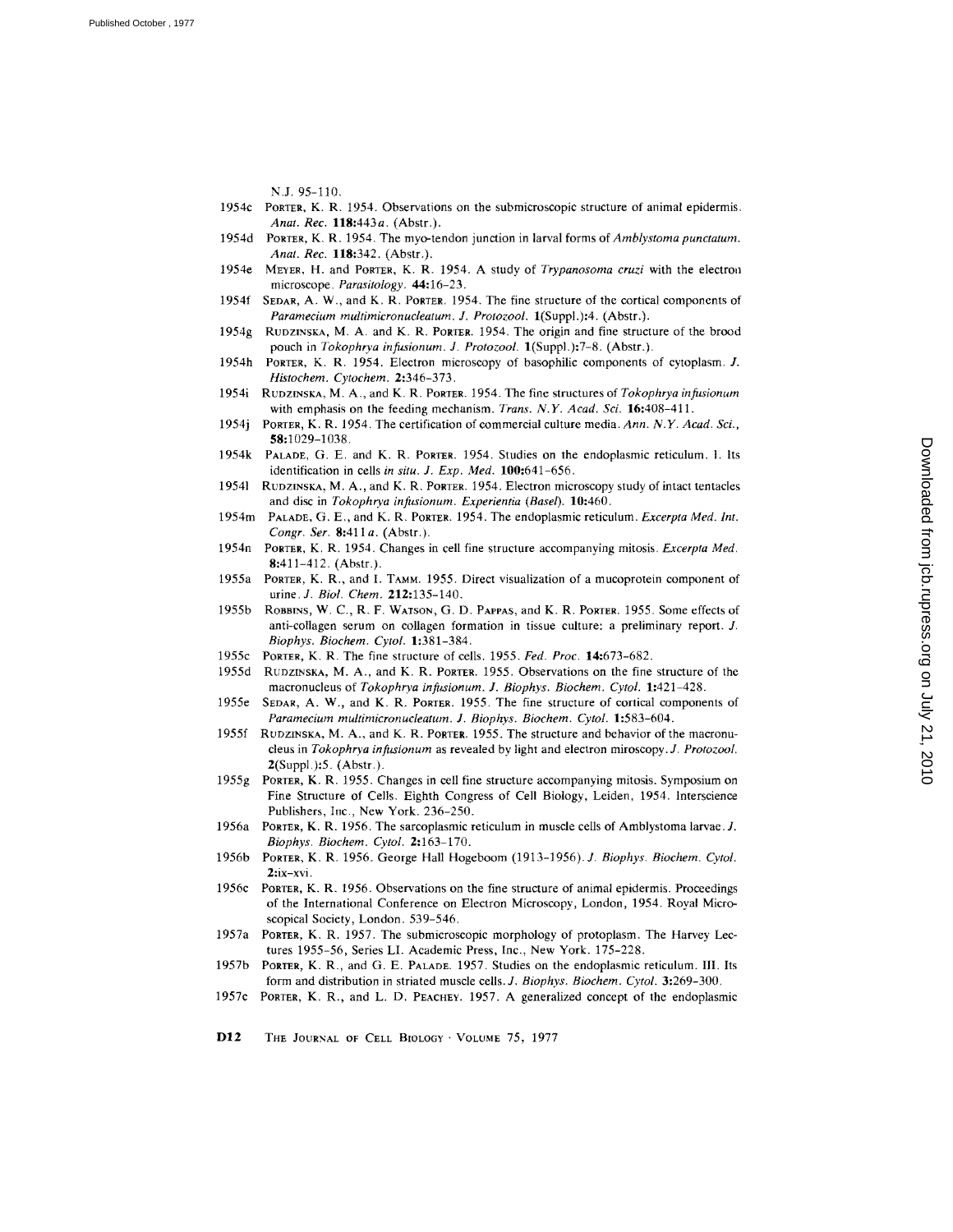N.J. 95–110.

1954c PORTER, K. R. 1954. Observations on the submicroscopic structure of animal epidermis. *Anat. Rec.* **118:**443*a*. (Abstr.).

1954d PORTER, K. R. 1954. The myo-tendon junction in larval forms of *Amblystoma punctatum*. *Anat. Rec.* **118:**342. (Abstr.).

1954e MEYER, H. and PORTER, K. R. 1954. A study of *Trypanosoma cruzi* with the electron microscope. *Parasitology.* **44:**16–23.

1954f SEDAR, A. W., and K. R. PORTER. 1954. The fine structure of the cortical components of *Paramecium multimicronucleatum*. *J. Protozool.* **1**(Suppl.):4. (Abstr.).

1954g RUDZINSKA, M. A. and K. R. PORTER. 1954. The origin and fine structure of the brood pouch in *Tokophrya infusionum*. *J. Protozool.* **1**(Suppl.):7–8. (Abstr.).

1954h PORTER, K. R. 1954. Electron microscopy of basophilic components of cytoplasm. *J. Histochem. Cytochem.* **2:**346–373.

1954i RUDZINSKA, M. A., and K. R. PORTER. 1954. The fine structures of *Tokophrya infusionum* with emphasis on the feeding mechanism. *Trans. N.Y. Acad. Sci.* **16:**408–411.

1954j PORTER, K. R. 1954. The certification of commercial culture media. *Ann. N.Y. Acad. Sci.,* **58:**1029–1038.

1954k PALADE, G. E. and K. R. PORTER. 1954. Studies on the endoplasmic reticulum. I. Its identification in cells *in situ*. *J. Exp. Med.* **100:**641–656.

1954l RUDZINSKA, M. A., and K. R. PORTER. 1954. Electron microscopy study of intact tentacles and disc in *Tokophrya infusionum*. *Experientia (Basel).* **10:**460.

1954m PALADE, G. E., and K. R. PORTER. 1954. The endoplasmic reticulum. *Excerpta Med. Int. Congr. Ser.* **8:**411*a*. (Abstr.).

1954n PORTER, K. R. 1954. Changes in cell fine structure accompanying mitosis. *Excerpta Med.* **8:**411–412. (Abstr.).

1955a PORTER, K. R., and I. TAMM. 1955. Direct visualization of a mucoprotein component of urine. *J. Biol. Chem.* **212:**135–140.

1955b ROBBINS, W. C., R. F. WATSON, G. D. PAPPAS, and K. R. PORTER. 1955. Some effects of anti-collagen serum on collagen formation in tissue culture: a preliminary report. *J. Biophys. Biochem. Cytol.* **1:**381–384.

1955c PORTER, K. R. The fine structure of cells. 1955. *Fed. Proc.* **14:**673–682.

1955d RUDZINSKA, M. A., and K. R. PORTER. 1955. Observations on the fine structure of the macronucleus of *Tokophrya infusionum*. *J. Biophys. Biochem. Cytol.* **1:**421–428.

1955e SEDAR, A. W., and K. R. PORTER. 1955. The fine structure of cortical components of *Paramecium multimicronucleatum*. *J. Biophys. Biochem. Cytol.* **1:**583–604.

1955f RUDZINSKA, M. A., and K. R. PORTER. 1955. The structure and behavior of the macronucleus in *Tokophrya infusionum* as revealed by light and electron miroscopy. *J. Protozool.* **2**(Suppl.):5. (Abstr.).

1955g PORTER, K. R. 1955. Changes in cell fine structure accompanying mitosis. Symposium on Fine Structure of Cells. Eighth Congress of Cell Biology, Leiden, 1954. Interscience Publishers, Inc., New York. 236–250.

1956a PORTER, K. R. 1956. The sarcoplasmic reticulum in muscle cells of Amblystoma larvae. *J. Biophys. Biochem. Cytol.* **2:**163–170.

1956b PORTER, K. R. 1956. George Hall Hogeboom (1913–1956). *J. Biophys. Biochem. Cytol.* **2:**ix–xvi.

1956c PORTER, K. R. 1956. Observations on the fine structure of animal epidermis. Proceedings of the International Conference on Electron Microscopy, London, 1954. Royal Microscopical Society, London. 539–546.

1957a PORTER, K. R. 1957. The submicroscopic morphology of protoplasm. The Harvey Lectures 1955–56, Series LI. Academic Press, Inc., New York. 175–228.

1957b PORTER, K. R., and G. E. PALADE. 1957. Studies on the endoplasmic reticulum. III. Its form and distribution in striated muscle cells. *J. Biophys. Biochem. Cytol.* **3:**269–300.

1957c PORTER, K. R., and L. D. PEACHEY. 1957. A generalized concept of the endoplasmic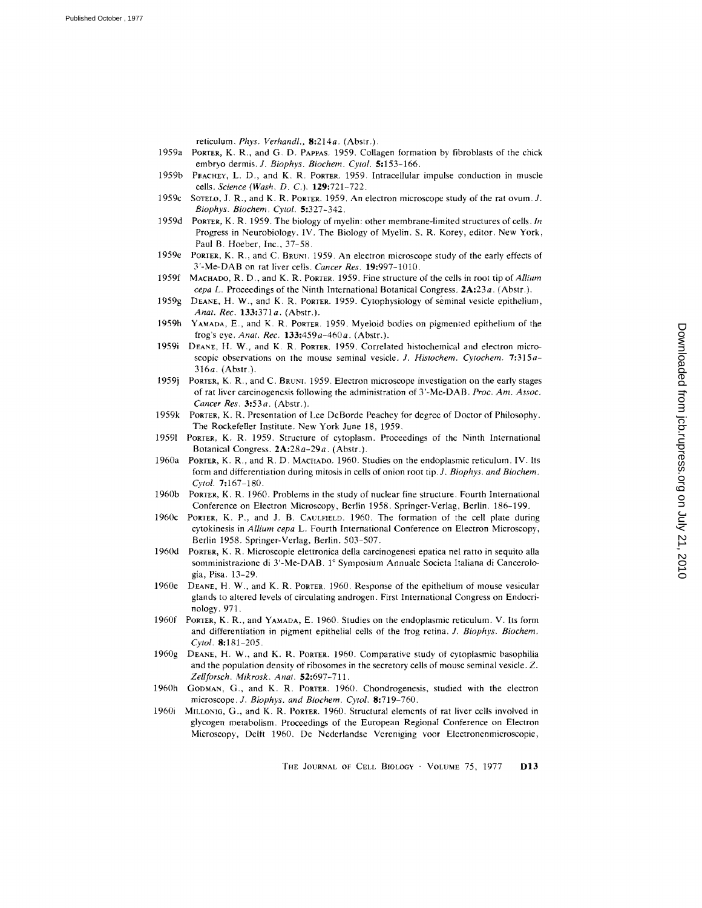reticulum. *Phys. Verhandl.*, **8:**214*a*. (Abstr.).

1959a PORTER, K. R., and G. D. PAPPAS. 1959. Collagen formation by fibroblasts of the chick embryo dermis. *J. Biophys. Biochem. Cytol.* **5:**153–166.

1959b PEACHEY, L. D., and K. R. PORTER. 1959. Intracellular impulse conduction in muscle cells. *Science (Wash. D. C.).* **129:**721–722.

1959c SOTELO, J. R., and K. R. PORTER. 1959. An electron microscope study of the rat ovum. *J. Biophys. Biochem. Cytol.* **5:**327–342.

1959d PORTER, K. R. 1959. The biology of myelin: other membrane-limited structures of cells. *In* Progress in Neurobiology. IV. The Biology of Myelin. S. R. Korey, editor. New York, Paul B. Hoeber, Inc., 37–58.

1959e PORTER, K. R., and C. BRUNI. 1959. An electron microscope study of the early effects of 3'-Me-DAB on rat liver cells. *Cancer Res.* **19:**997–1010.

1959f MACHADO, R. D., and K. R. PORTER. 1959. Fine structure of the cells in root tip of *Allium cepa L.* Proceedings of the Ninth International Botanical Congress. **2A:**23*a*. (Abstr.).

1959g DEANE, H. W., and K. R. PORTER. 1959. Cytophysiology of seminal vesicle epithelium, *Anat. Rec.* **133:**371*a*. (Abstr.).

1959h YAMADA, E., and K. R. PORTER. 1959. Myeloid bodies on pigmented epithelium of the frog's eye. *Anat. Rec.* **133:**459*a*–460*a*. (Abstr.).

1959i DEANE, H. W., and K. R. PORTER. 1959. Correlated histochemical and electron microscopic observations on the mouse seminal vesicle. *J. Histochem. Cytochem.* **7:**315*a*–316*a*. (Abstr.).

1959j PORTER, K. R., and C. BRUNI. 1959. Electron microscope investigation on the early stages of rat liver carcinogenesis following the administration of 3'-Me-DAB. *Proc. Am. Assoc. Cancer Res.* **3:**53*a*. (Abstr.).

1959k PORTER, K. R. Presentation of Lee DeBorde Peachey for degree of Doctor of Philosophy. The Rockefeller Institute. New York June 18, 1959.

1959l PORTER, K. R. 1959. Structure of cytoplasm. Proceedings of the Ninth International Botanical Congress. **2A:**28*a*–29*a*. (Abstr.).

1960a PORTER, K. R., and R. D. MACHADO. 1960. Studies on the endoplasmic reticulum. IV. Its form and differentiation during mitosis in cells of onion root tip. *J. Biophys. and Biochem. Cytol.* **7:**167–180.

1960b PORTER, K. R. 1960. Problems in the study of nuclear fine structure. Fourth International Conference on Electron Microscopy, Berlin 1958. Springer-Verlag, Berlin. 186–199.

1960c PORTER, K. P., and J. B. CAULFIELD. 1960. The formation of the cell plate during cytokinesis in *Allium cepa* L. Fourth International Conference on Electron Microscopy, Berlin 1958. Springer-Verlag, Berlin. 503–507.

1960d PORTER, K. R. Microscopie elettronica della carcinogenesi epatica nel ratto in sequito alla somministrazione di 3'-Me-DAB. 1° Symposium Annuale Societa Italiana di Cancerologia, Pisa. 13–29.

1960e DEANE, H. W., and K. R. PORTER. 1960. Response of the epithelium of mouse vesicular glands to altered levels of circulating androgen. First International Congress on Endocrinology. 971.

1960f PORTER, K. R., and YAMADA, E. 1960. Studies on the endoplasmic reticulum. V. Its form and differentiation in pigment epithelial cells of the frog retina. *J. Biophys. Biochem. Cytol.* **8:**181–205.

1960g DEANE, H. W., and K. R. PORTER. 1960. Comparative study of cytoplasmic basophilia and the population density of ribosomes in the secretory cells of mouse seminal vesicle. *Z. Zellforsch. Mikrosk. Anat.* **52:**697–711.

1960h GODMAN, G., and K. R. PORTER. 1960. Chondrogenesis, studied with the electron microscope. *J. Biophys. and Biochem. Cytol.* **8:**719–760.

1960i MILLONIG, G., and K. R. PORTER. 1960. Structural elements of rat liver cells involved in glycogen metabolism. Proceedings of the European Regional Conference on Electron Microscopy, Delft 1960. De Nederlandse Vereniging voor Electronenmicroscopie,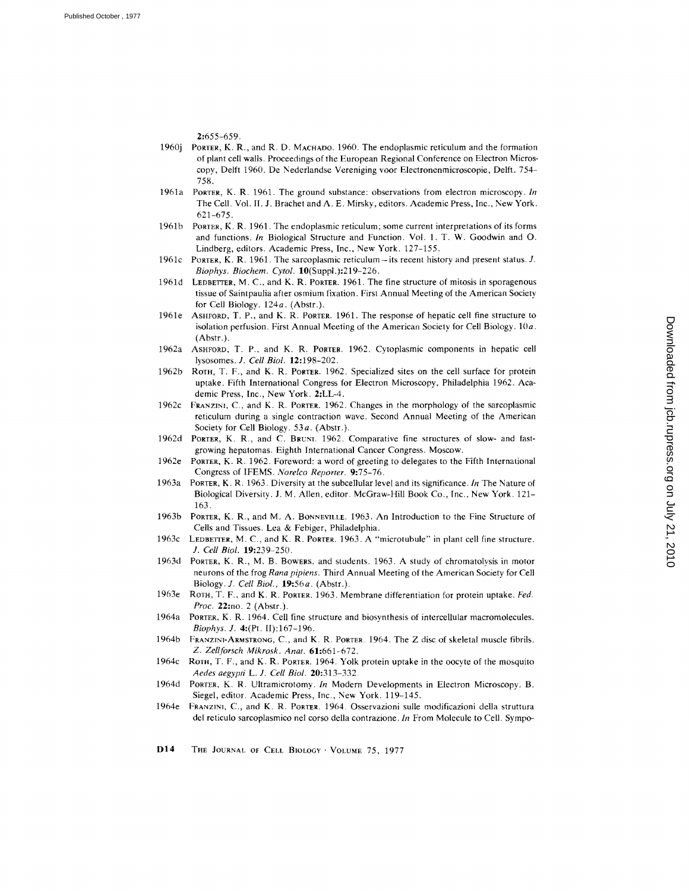2:655–659.

1960j PORTER, K. R., and R. D. MACHADO. 1960. The endoplasmic reticulum and the formation of plant cell walls. Proceedings of the European Regional Conference on Electron Microscopy, Delft 1960. De Nederlandse Vereniging voor Electronenmicroscopie, Delft. 754–758.

1961a PORTER, K. R. 1961. The ground substance: observations from electron microscopy. *In* The Cell. Vol. II. J. Brachet and A. E. Mirsky, editors. Academic Press, Inc., New York. 621–675.

1961b PORTER, K. R. 1961. The endoplasmic reticulum; some current interpretations of its forms and functions. *In* Biological Structure and Function. Vol. 1. T. W. Goodwin and O. Lindberg, editors. Academic Press, Inc., New York. 127–155.

1961c PORTER, K. R. 1961. The sarcoplasmic reticulum – its recent history and present status. *J. Biophys. Biochem. Cytol.* **10**(Suppl.):219–226.

1961d LEDBETTER, M. C., and K. R. PORTER. 1961. The fine structure of mitosis in sporagenous tissue of Saintpaulia after osmium fixation. First Annual Meeting of the American Society for Cell Biology. 124*a*. (Abstr.).

1961e ASHFORD, T. P., and K. R. PORTER. 1961. The response of hepatic cell fine structure to isolation perfusion. First Annual Meeting of the American Society for Cell Biology. 10*a*. (Abstr.).

1962a ASHFORD, T. P., and K. R. PORTER. 1962. Cytoplasmic components in hepatic cell lysosomes. *J. Cell Biol.* **12**:198–202.

1962b ROTH, T. F., and K. R. PORTER. 1962. Specialized sites on the cell surface for protein uptake. Fifth International Congress for Electron Microscopy, Philadelphia 1962. Academic Press, Inc., New York. **2**:LL-4.

1962c FRANZINI, C., and K. R. PORTER. 1962. Changes in the morphology of the sarcoplasmic reticulum during a single contraction wave. Second Annual Meeting of the American Society for Cell Biology. 53*a*. (Abstr.).

1962d PORTER, K. R., and C. BRUNI. 1962. Comparative fine structures of slow- and fast-growing hepatomas. Eighth International Cancer Congress. Moscow.

1962e PORTER, K. R. 1962. Foreword: a word of greeting to delegates to the Fifth International Congress of IFEMS. *Norelco Reporter.* **9**:75–76.

1963a PORTER, K. R. 1963. Diversity at the subcellular level and its significance. *In* The Nature of Biological Diversity. J. M. Allen, editor. McGraw-Hill Book Co., Inc., New York. 121–163.

1963b PORTER, K. R., and M. A. BONNEVILLE. 1963. An Introduction to the Fine Structure of Cells and Tissues. Lea & Febiger, Philadelphia.

1963c LEDBETTER, M. C., and K. R. PORTER. 1963. A "microtubule" in plant cell fine structure. *J. Cell Biol.* **19**:239–250.

1963d PORTER, K. R., M. B. BOWERS, and students. 1963. A study of chromatolysis in motor neurons of the frog *Rana pipiens*. Third Annual Meeting of the American Society for Cell Biology. *J. Cell Biol.*, **19**:56*a*. (Abstr.).

1963e ROTH, T. F., and K. R. PORTER. 1963. Membrane differentiation for protein uptake. *Fed. Proc.* **22**:no. 2 (Abstr.).

1964a PORTER, K. R. 1964. Cell fine structure and biosynthesis of intercellular macromolecules. *Biophys. J.* **4**:(Pt. II):167–196.

1964b FRANZINI-ARMSTRONG, C., and K. R. PORTER. 1964. The Z disc of skeletal muscle fibrils. *Z. Zellforsch Mikrosk. Anat.* **61**:661–672.

1964c ROTH, T. F., and K. R. PORTER. 1964. Yolk protein uptake in the oocyte of the mosquito *Aedes aegypti* L. *J. Cell Biol.* **20**:313–332.

1964d PORTER, K. R. Ultramicrotomy. *In* Modern Developments in Electron Microscopy. B. Siegel, editor. Academic Press, Inc., New York. 119–145.

1964e FRANZINI, C., and K. R. PORTER. 1964. Osservazioni sulle modificazioni della struttura del reticulo sarcoplasmico nel corso della contrazione. *In* From Molecule to Cell. Sympo-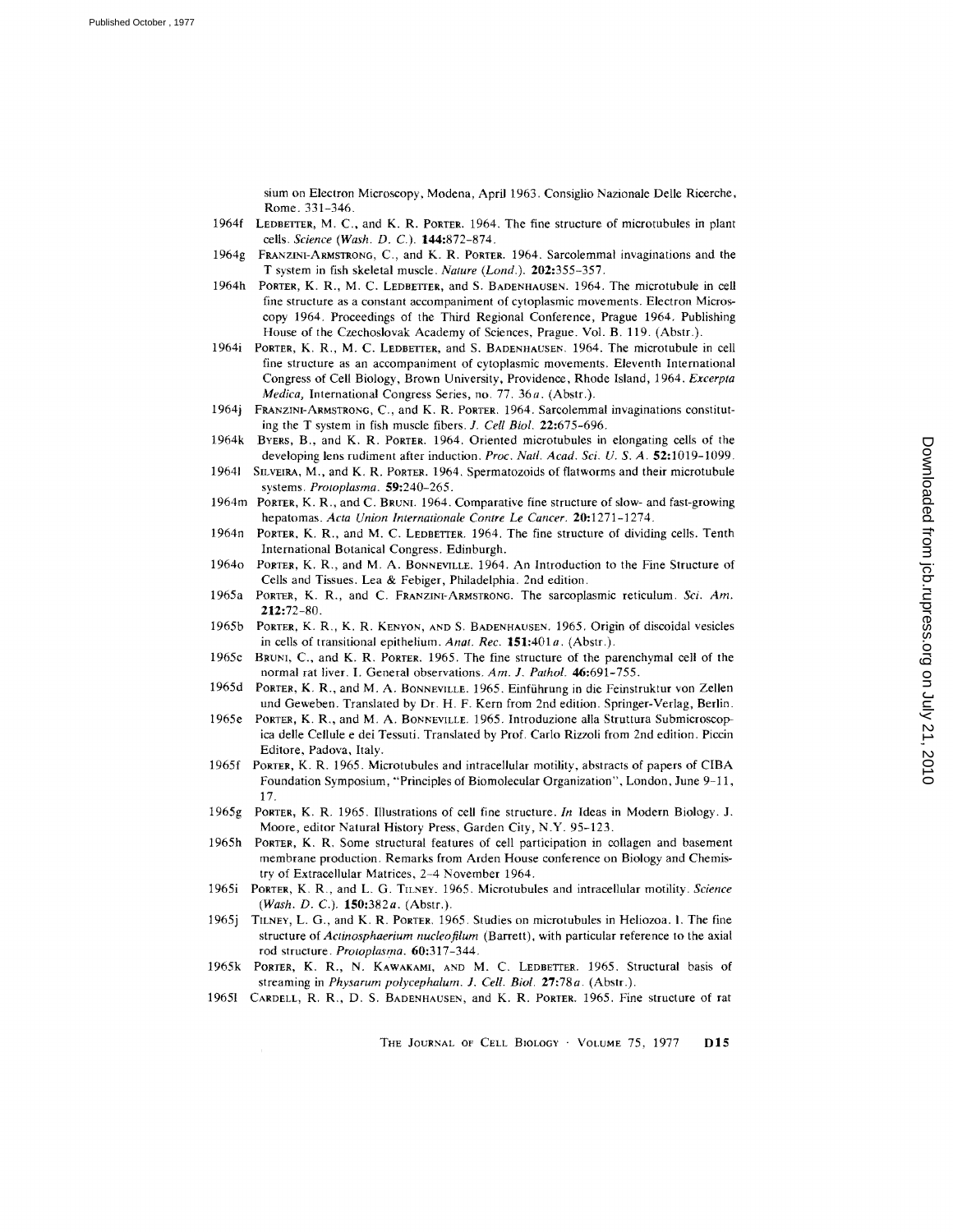sium on Electron Microscopy, Modena, April 1963. Consiglio Nazionale Delle Ricerche, Rome. 331–346.

1964f LEDBETTER, M. C., and K. R. PORTER. 1964. The fine structure of microtubules in plant cells. *Science (Wash. D. C.)*. **144**:872–874.

1964g FRANZINI-ARMSTRONG, C., and K. R. PORTER. 1964. Sarcolemmal invaginations and the T system in fish skeletal muscle. *Nature (Lond.)*. **202**:355–357.

1964h PORTER, K. R., M. C. LEDBETTER, and S. BADENHAUSEN. 1964. The microtubule in cell fine structure as a constant accompaniment of cytoplasmic movements. Electron Microscopy 1964. Proceedings of the Third Regional Conference, Prague 1964. Publishing House of the Czechoslovak Academy of Sciences, Prague. Vol. B. 119. (Abstr.).

1964i PORTER, K. R., M. C. LEDBETTER, and S. BADENHAUSEN. 1964. The microtubule in cell fine structure as an accompaniment of cytoplasmic movements. Eleventh International Congress of Cell Biology, Brown University, Providence, Rhode Island, 1964. *Excerpta Medica,* International Congress Series, no. 77. 36*a*. (Abstr.).

1964j FRANZINI-ARMSTRONG, C., and K. R. PORTER. 1964. Sarcolemmal invaginations constituting the T system in fish muscle fibers. *J. Cell Biol.* **22**:675–696.

1964k BYERS, B., and K. R. PORTER. 1964. Oriented microtubules in elongating cells of the developing lens rudiment after induction. *Proc. Natl. Acad. Sci. U. S. A.* **52**:1019–1099.

1964l SILVEIRA, M., and K. R. PORTER. 1964. Spermatozoids of flatworms and their microtubule systems. *Protoplasma*. **59**:240–265.

1964m PORTER, K. R., and C. BRUNI. 1964. Comparative fine structure of slow- and fast-growing hepatomas. *Acta Union Internationale Contre Le Cancer.* **20**:1271–1274.

1964n PORTER, K. R., and M. C. LEDBETTER. 1964. The fine structure of dividing cells. Tenth International Botanical Congress. Edinburgh.

1964o PORTER, K. R., and M. A. BONNEVILLE. 1964. An Introduction to the Fine Structure of Cells and Tissues. Lea & Febiger, Philadelphia. 2nd edition.

1965a PORTER, K. R., and C. FRANZINI-ARMSTRONG. The sarcoplasmic reticulum. *Sci. Am.* **212**:72–80.

1965b PORTER, K. R., K. R. KENYON, AND S. BADENHAUSEN. 1965. Origin of discoidal vesicles in cells of transitional epithelium. *Anat. Rec.* **151**:401*a*. (Abstr.).

1965c BRUNI, C., and K. R. PORTER. 1965. The fine structure of the parenchymal cell of the normal rat liver. I. General observations. *Am. J. Pathol.* **46**:691–755.

1965d PORTER, K. R., and M. A. BONNEVILLE. 1965. Einführung in die Feinstruktur von Zellen und Geweben. Translated by Dr. H. F. Kern from 2nd edition. Springer-Verlag, Berlin.

1965e PORTER, K. R., and M. A. BONNEVILLE. 1965. Introduzione alla Struttura Submicroscopica delle Cellule e dei Tessuti. Translated by Prof. Carlo Rizzoli from 2nd edition. Piccin Editore, Padova, Italy.

1965f PORTER, K. R. 1965. Microtubules and intracellular motility, abstracts of papers of CIBA Foundation Symposium, "Principles of Biomolecular Organization", London, June 9–11, 17.

1965g PORTER, K. R. 1965. Illustrations of cell fine structure. *In* Ideas in Modern Biology. J. Moore, editor Natural History Press, Garden City, N.Y. 95–123.

1965h PORTER, K. R. Some structural features of cell participation in collagen and basement membrane production. Remarks from Arden House conference on Biology and Chemistry of Extracellular Matrices, 2–4 November 1964.

1965i PORTER, K. R., and L. G. TILNEY. 1965. Microtubules and intracellular motility. *Science (Wash. D. C.).* **150**:382*a*. (Abstr.).

1965j TILNEY, L. G., and K. R. PORTER. 1965. Studies on microtubules in Heliozoa. I. The fine structure of *Actinosphaerium nucleofilum* (Barrett), with particular reference to the axial rod structure. *Protoplasma*. **60**:317–344.

1965k PORTER, K. R., N. KAWAKAMI, AND M. C. LEDBETTER. 1965. Structural basis of streaming in *Physarum polycephalum*. *J. Cell. Biol.* **27**:78*a*. (Abstr.).

1965l CARDELL, R. R., D. S. BADENHAUSEN, and K. R. PORTER. 1965. Fine structure of rat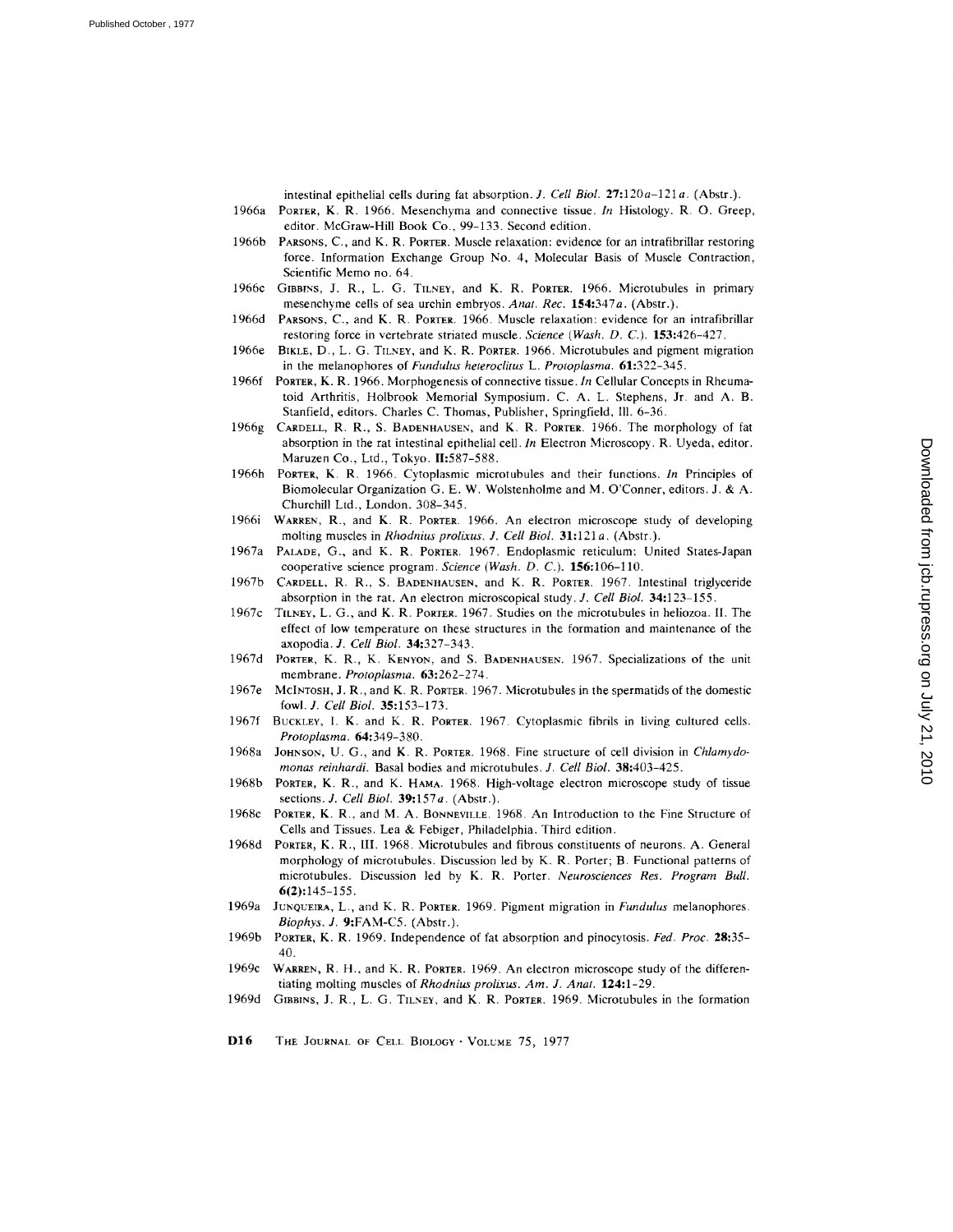intestinal epithelial cells during fat absorption. *J. Cell Biol.* **27:**120*a*–121*a*. (Abstr.).

1966a PORTER, K. R. 1966. Mesenchyma and connective tissue. *In* Histology. R. O. Greep, editor. McGraw-Hill Book Co., 99–133. Second edition.

1966b PARSONS, C., and K. R. PORTER. Muscle relaxation: evidence for an intrafibrillar restoring force. Information Exchange Group No. 4, Molecular Basis of Muscle Contraction, Scientific Memo no. 64.

1966c GIBBINS, J. R., L. G. TILNEY, and K. R. PORTER. 1966. Microtubules in primary mesenchyme cells of sea urchin embryos. *Anat. Rec.* **154:**347*a*. (Abstr.).

1966d PARSONS, C., and K. R. PORTER. 1966. Muscle relaxation: evidence for an intrafibrillar restoring force in vertebrate striated muscle. *Science (Wash. D. C.).* **153:**426–427.

1966e BIKLE, D., L. G. TILNEY, and K. R. PORTER. 1966. Microtubules and pigment migration in the melanophores of *Fundulus heteroclitus* L. *Protoplasma.* **61:**322–345.

1966f PORTER, K. R. 1966. Morphogenesis of connective tissue. *In* Cellular Concepts in Rheumatoid Arthritis, Holbrook Memorial Symposium. C. A. L. Stephens, Jr. and A. B. Stanfield, editors. Charles C. Thomas, Publisher, Springfield, Ill. 6–36.

1966g CARDELL, R. R., S. BADENHAUSEN, and K. R. PORTER. 1966. The morphology of fat absorption in the rat intestinal epithelial cell. *In* Electron Microscopy. R. Uyeda, editor. Maruzen Co., Ltd., Tokyo. **II:**587–588.

1966h PORTER, K. R. 1966. Cytoplasmic microtubules and their functions. *In* Principles of Biomolecular Organization G. E. W. Wolstenholme and M. O'Conner, editors. J. & A. Churchill Ltd., London. 308–345.

1966i WARREN, R., and K. R. PORTER. 1966. An electron microscope study of developing molting muscles in *Rhodnius prolixus. J. Cell Biol.* **31:**121*a*. (Abstr.).

1967a PALADE, G., and K. R. PORTER. 1967. Endoplasmic reticulum: United States-Japan cooperative science program. *Science (Wash. D. C.).* **156:**106–110.

1967b CARDELL, R. R., S. BADENHAUSEN, and K. R. PORTER. 1967. Intestinal triglyceride absorption in the rat. An electron microscopical study. *J. Cell Biol.* **34:**123–155.

1967c TILNEY, L. G., and K. R. PORTER. 1967. Studies on the microtubules in heliozoa. II. The effect of low temperature on these structures in the formation and maintenance of the axopodia. *J. Cell Biol.* **34:**327–343.

1967d PORTER, K. R., K. KENYON, and S. BADENHAUSEN. 1967. Specializations of the unit membrane. *Protoplasma.* **63:**262–274.

1967e MCINTOSH, J. R., and K. R. PORTER. 1967. Microtubules in the spermatids of the domestic fowl. *J. Cell Biol.* **35:**153–173.

1967f BUCKLEY, I. K. and K. R. PORTER. 1967. Cytoplasmic fibrils in living cultured cells. *Protoplasma.* **64:**349–380.

1968a JOHNSON, U. G., and K. R. PORTER. 1968. Fine structure of cell division in *Chlamydomonas reinhardi.* Basal bodies and microtubules. *J. Cell Biol.* **38:**403–425.

1968b PORTER, K. R., and K. HAMA. 1968. High-voltage electron microscope study of tissue sections. *J. Cell Biol.* **39:**157*a*. (Abstr.).

1968c PORTER, K. R., and M. A. BONNEVILLE. 1968. An Introduction to the Fine Structure of Cells and Tissues. Lea & Febiger, Philadelphia. Third edition.

1968d PORTER, K. R., III. 1968. Microtubules and fibrous constituents of neurons. A. General morphology of microtubules. Discussion led by K. R. Porter; B. Functional patterns of microtubules. Discussion led by K. R. Porter. *Neurosciences Res. Program Bull.* **6(2):**145–155.

1969a JUNQUEIRA, L., and K. R. PORTER. 1969. Pigment migration in *Fundulus* melanophores. *Biophys. J.* **9:**FAM-C5. (Abstr.).

1969b PORTER, K. R. 1969. Independence of fat absorption and pinocytosis. *Fed. Proc.* **28:**35–40.

1969c WARREN, R. H., and K. R. PORTER. 1969. An electron microscope study of the differentiating molting muscles of *Rhodnius prolixus. Am. J. Anat.* **124:**1–29.

1969d GIBBINS, J. R., L. G. TILNEY, and K. R. PORTER. 1969. Microtubules in the formation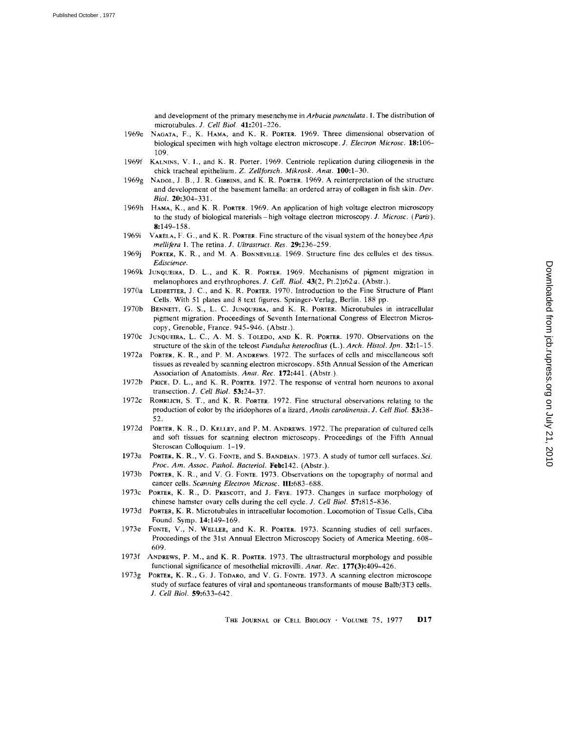and development of the primary mesenchyme in *Arbacia punctulata*. I. The distribution of microtubules. *J. Cell Biol.* **41**:201–226.

1969e NAGATA, F., K. HAMA, and K. R. PORTER. 1969. Three dimensional observation of biological specimen with high voltage electron microscope. *J. Electron Microsc.* **18**:106–109.

1969f KALNINS, V. I., and K. R. Porter. 1969. Centriole replication during ciliogenesis in the chick tracheal epithelium. *Z. Zellforsch. Mikrosk. Anat.* **100**:1–30.

1969g NADOL, J. B., J. R. GIBBINS, and K. R. PORTER. 1969. A reinterpretation of the structure and development of the basement lamella: an ordered array of collagen in fish skin. *Dev. Biol.* **20**:304–331.

1969h HAMA, K., and K. R. PORTER. 1969. An application of high voltage electron microscopy to the study of biological materials – high voltage electron microscopy. *J. Microsc. (Paris).* **8**:149–158.

1969i VARELA, F. G., and K. R. PORTER. Fine structure of the visual system of the honeybee *Apis mellifera* I. The retina. *J. Ultrastruct. Res.* **29**:236–259.

1969j PORTER, K. R., and M. A. BONNEVILLE. 1969. Structure fine des cellules et des tissus. *Ediscience.*

1969k JUNQUEIRA, D. L., and K. R. PORTER. 1969. Mechanisms of pigment migration in melanophores and erythrophores. *J. Cell. Biol.* **43**(2, Pt.2):62*a*. (Abstr.).

1970a LEDBETTER, J. C., and K. R. PORTER. 1970. Introduction to the Fine Structure of Plant Cells. With 51 plates and 8 text figures. Springer-Verlag, Berlin. 188 pp.

1970b BENNETT, G. S., L. C. JUNQUEIRA, and K. R. PORTER. Microtubules in intracellular pigment migration. Proceedings of Seventh International Congress of Electron Microscopy, Grenoble, France. 945–946. (Abstr.).

1970c JUNQUEIRA, L. C., A. M. S. TOLEDO, AND K. R. PORTER. 1970. Observations on the structure of the skin of the teleost *Fundulus heteroclitus* (L.). *Arch. Histol. Jpn.* **32**:1–15.

1972a PORTER, K. R., and P. M. ANDREWS. 1972. The surfaces of cells and miscellaneous soft tissues as revealed by scanning electron microscopy. 85th Annual Session of the American Association of Anatomists. *Anat. Rec.* **172**:441. (Abstr.).

1972b PRICE, D. L., and K. R. PORTER. 1972. The response of ventral horn neurons to axonal transection. *J. Cell Biol.* **53**:24–37.

1972c ROHRLICH, S. T., and K. R. PORTER. 1972. Fine structural observations relating to the production of color by the iridophores of a lizard, *Anolis carolinensis*. *J. Cell Biol.* **53**:38–52.

1972d PORTER, K. R., D. KELLEY, and P. M. ANDREWS. 1972. The preparation of cultured cells and soft tissues for scanning electron microscopy. Proceedings of the Fifth Annual Steroscan Colloquium. 1–19.

1973a PORTER, K. R., V. G. FONTE, and S. BANDEIAN. 1973. A study of tumor cell surfaces. *Sci. Proc. Am. Assoc. Pathol. Bacteriol.* **Feb**:142. (Abstr.).

1973b PORTER, K. R., and V. G. FONTE. 1973. Observations on the topography of normal and cancer cells. *Scanning Electron Microsc.* **III**:683–688.

1973c PORTER, K. R., D. PRESCOTT, and J. FRYE. 1973. Changes in surface morphology of chinese hamster ovary cells during the cell cycle. *J. Cell Biol.* **57**:815–836.

1973d PORTER, K. R. Microtubules in intracellular locomotion. Locomotion of Tissue Cells, Ciba Found. Symp. **14**:149–169.

1973e FONTE, V., N. WELLER, and K. R. PORTER. 1973. Scanning studies of cell surfaces. Proceedings of the 31st Annual Electron Microscopy Society of America Meeting. 608–609.

1973f ANDREWS, P. M., and K. R. PORTER. 1973. The ultrastructural morphology and possible functional significance of mesothelial microvilli. *Anat. Rec.* **177(3)**:409–426.

1973g PORTER, K. R., G. J. TODARO, and V. G. FONTE. 1973. A scanning electron microscope study of surface features of viral and spontaneous transformants of mouse Balb/3T3 cells. *J. Cell Biol.* **59**:633–642.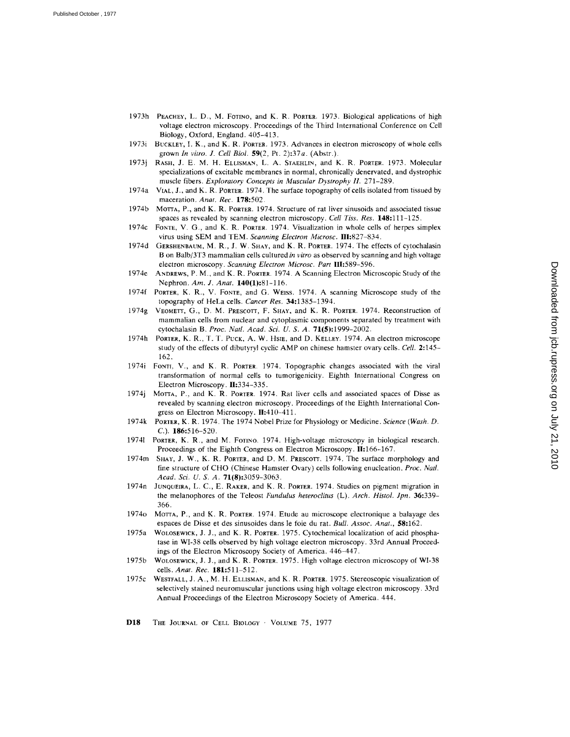1973h PEACHEY, L. D., M. FOTINO, and K. R. PORTER. 1973. Biological applications of high voltage electron microscopy. Proceedings of the Third International Conference on Cell Biology, Oxford, England. 405–413.

1973i BUCKLEY, I. K., and K. R. PORTER. 1973. Advances in electron microscopy of whole cells grown *In vitro*. *J. Cell Biol.* **59**(2, Pt. 2):37*a*. (Abstr.).

1973j RASH, J. E. M. H. ELLISMAN, L. A. STAEHLIN, and K. R. PORTER. 1973. Molecular specializations of excitable membranes in normal, chronically denervated, and dystrophic muscle fibers. *Exploratory Concepts in Muscular Dystrophy II.* 271–289.

1974a VIAL, J., and K. R. PORTER. 1974. The surface topography of cells isolated from tissued by maceration. *Anat. Rec.* **178**:502.

1974b MOTTA, P., and K. R. PORTER. 1974. Structure of rat liver sinusoids and associated tissue spaces as revealed by scanning electron microscopy. *Cell Tiss. Res.* **148**:111–125.

1974c FONTE, V. G., and K. R. PORTER. 1974. Visualization in whole cells of herpes simplex virus using SEM and TEM. *Scanning Electron Microsc.* **III**:827–834.

1974d GERSHENBAUM, M. R., J. W. SHAY, and K. R. PORTER. 1974. The effects of cytochalasin B on Balb/3T3 mammalian cells cultured *in vitro* as observed by scanning and high voltage electron microscopy. *Scanning Electron Microsc. Part* **III**:589–596.

1974e ANDREWS, P. M., and K. R. PORTER. 1974. A Scanning Electron Microscopic Study of the Nephron. *Am. J. Anat.* **140(1)**:81–116.

1974f PORTER, K. R., V. FONTE, and G. WEISS. 1974. A scanning Microscope study of the topography of HeLa cells. *Cancer Res.* **34**:1385–1394.

1974g VEOMETT, G., D. M. PRESCOTT, F. SHAY, and K. R. PORTER. 1974. Reconstruction of mammalian cells from nuclear and cytoplasmic components separated by treatment with cytochalasin B. *Proc. Natl. Acad. Sci. U. S. A.* **71(5)**:1999–2002.

1974h PORTER, K. R., T. T. PUCK, A. W. HSIE, and D. KELLEY. 1974. An electron microscope study of the effects of dibutyryl cyclic AMP on chinese hamster ovary cells. *Cell.* **2**:145–162.

1974i FONTI, V., and K. R. PORTER. 1974. Topographic changes associated with the viral transformation of normal cells to tumorigenicity. Eighth International Congress on Electron Microscopy. **II**:334–335.

1974j MOTTA, P., and K. R. PORTER. 1974. Rat liver cells and associated spaces of Disse as revealed by scanning electron microscopy. Proceedings of the Eighth International Congress on Electron Microscopy. **II**:410–411.

1974k PORTER, K. R. 1974. The 1974 Nobel Prize for Physiology or Medicine. *Science (Wash. D. C.).* **186**:516–520.

1974l PORTER, K. R., and M. FOTINO. 1974. High-voltage microscopy in biological research. Proceedings of the Eighth Congress on Electron Microscopy. **II**:166–167.

1974m SHAY, J. W., K. R. PORTER, and D. M. PRESCOTT. 1974. The surface morphology and fine structure of CHO (Chinese Hamster Ovary) cells following enucleation. *Proc. Natl. Acad. Sci. U. S. A.* **71(8)**:3059–3063.

1974n JUNQUEIRA, L. C., E. RAKER, and K. R. PORTER. 1974. Studies on pigment migration in the melanophores of the Teleost *Fundulus heteroclitus* (L). *Arch. Histol. Jpn.* **36**:339–366.

1974o MOTTA, P., and K. R. PORTER. 1974. Etude au microscope electronique a balayage des espaces de Disse et des sinusoides dans le foie du rat. *Bull. Assoc. Anat.*, **58**:162.

1975a WOLOSEWICK, J. J., and K. R. PORTER. 1975. Cytochemical localization of acid phosphatase in WI-38 cells observed by high voltage electron microscopy. 33rd Annual Proceedings of the Electron Microscopy Society of America. 446–447.

1975b WOLOSEWICK, J. J., and K. R. PORTER. 1975. High voltage electron microscopy of WI-38 cells. *Anat. Rec.* **181**:511–512.

1975c WESTFALL, J. A., M. H. ELLISMAN, and K. R. PORTER. 1975. Stereoscopic visualization of selectively stained neuromuscular junctions using high voltage electron microscopy. 33rd Annual Proceedings of the Electron Microscopy Society of America. 444.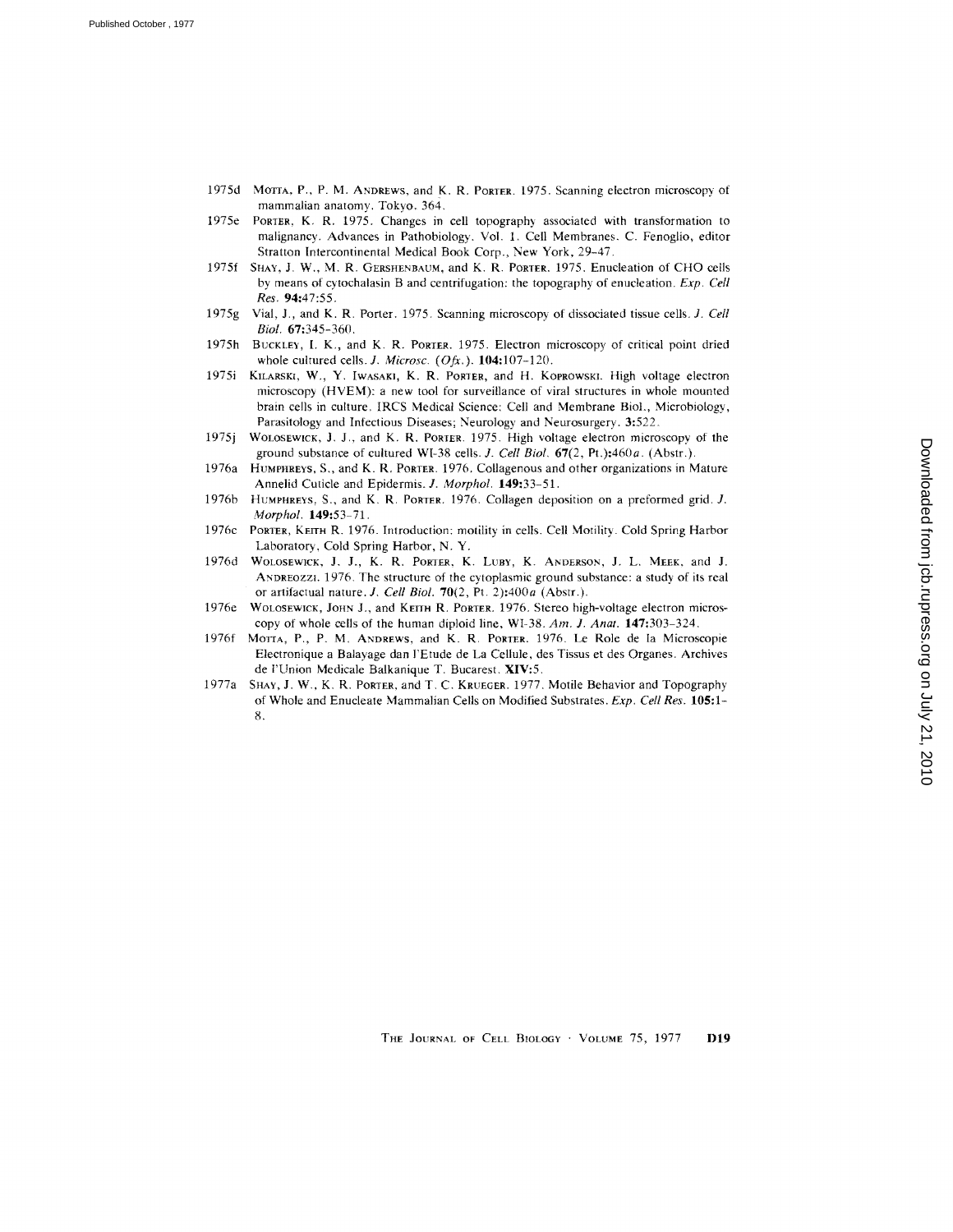1975d MOTTA, P., P. M. ANDREWS, and K. R. PORTER. 1975. Scanning electron microscopy of mammalian anatomy. Tokyo. 364.

1975e PORTER, K. R. 1975. Changes in cell topography associated with transformation to malignancy. Advances in Pathobiology. Vol. 1. Cell Membranes. C. Fenoglio, editor Stratton Intercontinental Medical Book Corp., New York, 29–47.

1975f SHAY, J. W., M. R. GERSHENBAUM, and K. R. PORTER. 1975. Enucleation of CHO cells by means of cytochalasin B and centrifugation: the topography of enucleation. *Exp. Cell Res.* **94:**47:55.

1975g Vial, J., and K. R. Porter. 1975. Scanning microscopy of dissociated tissue cells. *J. Cell Biol.* **67:**345–360.

1975h BUCKLEY, I. K., and K. R. PORTER. 1975. Electron microscopy of critical point dried whole cultured cells. *J. Microsc. (Ofx.).* **104:**107–120.

1975i KILARSKI, W., Y. IWASAKI, K. R. PORTER, and H. KOPROWSKI. High voltage electron microscopy (HVEM): a new tool for surveillance of viral structures in whole mounted brain cells in culture. IRCS Medical Science: Cell and Membrane Biol., Microbiology, Parasitology and Infectious Diseases; Neurology and Neurosurgery. **3:**522.

1975j WOLOSEWICK, J. J., and K. R. PORTER. 1975. High voltage electron microscopy of the ground substance of cultured WI-38 cells. *J. Cell Biol.* **67**(2, Pt.)**:**460*a*. (Abstr.).

1976a HUMPHREYS, S., and K. R. PORTER. 1976. Collagenous and other organizations in Mature Annelid Cuticle and Epidermis. *J. Morphol.* **149:**33–51.

1976b HUMPHREYS, S., and K. R. PORTER. 1976. Collagen deposition on a preformed grid. *J. Morphol.* **149:**53–71.

1976c PORTER, KEITH R. 1976. Introduction: motility in cells. Cell Motility. Cold Spring Harbor Laboratory, Cold Spring Harbor, N. Y.

1976d WOLOSEWICK, J. J., K. R. PORTER, K. LUBY, K. ANDERSON, J. L. MEEK, and J. ANDREOZZI. 1976. The structure of the cytoplasmic ground substance: a study of its real or artifactual nature. *J. Cell Biol.* **70**(2, Pt. 2)**:**400*a* (Abstr.).

1976e WOLOSEWICK, JOHN J., and KEITH R. PORTER. 1976. Stereo high-voltage electron microscopy of whole cells of the human diploid line, WI-38. *Am. J. Anat.* **147:**303–324.

1976f MOTTA, P., P. M. ANDREWS, and K. R. PORTER. 1976. Le Role de la Microscopie Electronique a Balayage dan l'Etude de La Cellule, des Tissus et des Organes. Archives de l'Union Medicale Balkanique T. Bucarest. **XIV:**5.

1977a SHAY, J. W., K. R. PORTER, and T. C. KRUEGER. 1977. Motile Behavior and Topography of Whole and Enucleate Mammalian Cells on Modified Substrates. *Exp. Cell Res.* **105:**1–8.